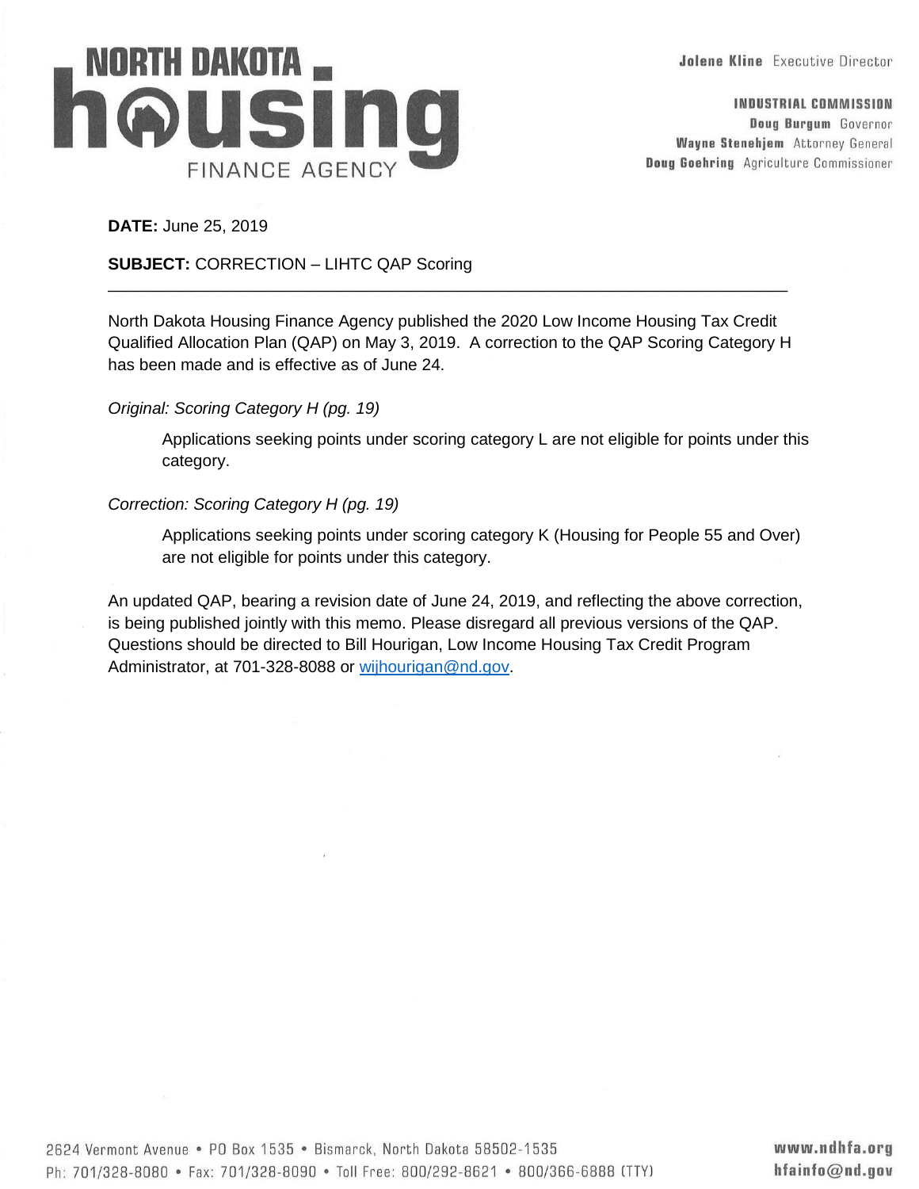# NORTH DAKOTA housing FINANCE AGENCY

**Jolene Kline** Executive Director

**INDUSTRIAL COMMISSION**
**Doug Burgum** Governor
**Wayne Stenehjem** Attorney General
**Doug Goehring** Agriculture Commissioner

**DATE:** June 25, 2019

**SUBJECT:** CORRECTION – LIHTC QAP Scoring

---

North Dakota Housing Finance Agency published the 2020 Low Income Housing Tax Credit Qualified Allocation Plan (QAP) on May 3, 2019. A correction to the QAP Scoring Category H has been made and is effective as of June 24.

*Original: Scoring Category H (pg. 19)*

> Applications seeking points under scoring category L are not eligible for points under this category.

*Correction: Scoring Category H (pg. 19)*

> Applications seeking points under scoring category K (Housing for People 55 and Over) are not eligible for points under this category.

An updated QAP, bearing a revision date of June 24, 2019, and reflecting the above correction, is being published jointly with this memo. Please disregard all previous versions of the QAP. Questions should be directed to Bill Hourigan, Low Income Housing Tax Credit Program Administrator, at 701-328-8088 or wjhourigan@nd.gov.

2624 Vermont Avenue • PO Box 1535 • Bismarck, North Dakota 58502-1535
Ph: 701/328-8080 • Fax: 701/328-8090 • Toll Free: 800/292-8621 • 800/366-6888 (TTY)

www.ndhfa.org
hfainfo@nd.gov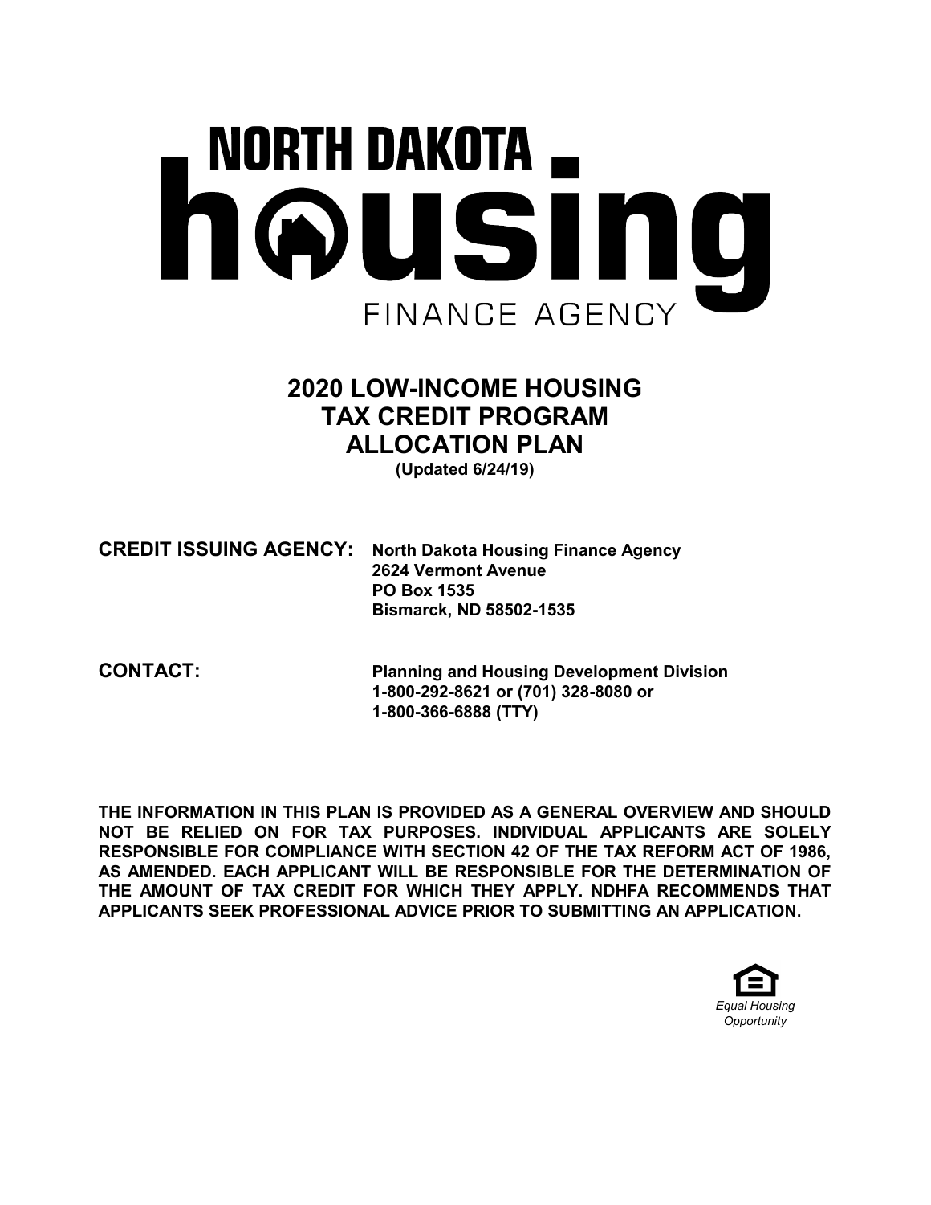# NORTH DAKOTA housing FINANCE AGENCY

## 2020 LOW-INCOME HOUSING TAX CREDIT PROGRAM ALLOCATION PLAN

**(Updated 6/24/19)**

**CREDIT ISSUING AGENCY:** **North Dakota Housing Finance Agency**
**2624 Vermont Avenue**
**PO Box 1535**
**Bismarck, ND 58502-1535**

**CONTACT:** **Planning and Housing Development Division**
**1-800-292-8621 or (701) 328-8080 or**
**1-800-366-6888 (TTY)**

**THE INFORMATION IN THIS PLAN IS PROVIDED AS A GENERAL OVERVIEW AND SHOULD NOT BE RELIED ON FOR TAX PURPOSES. INDIVIDUAL APPLICANTS ARE SOLELY RESPONSIBLE FOR COMPLIANCE WITH SECTION 42 OF THE TAX REFORM ACT OF 1986, AS AMENDED. EACH APPLICANT WILL BE RESPONSIBLE FOR THE DETERMINATION OF THE AMOUNT OF TAX CREDIT FOR WHICH THEY APPLY. NDHFA RECOMMENDS THAT APPLICANTS SEEK PROFESSIONAL ADVICE PRIOR TO SUBMITTING AN APPLICATION.**

*Equal Housing Opportunity*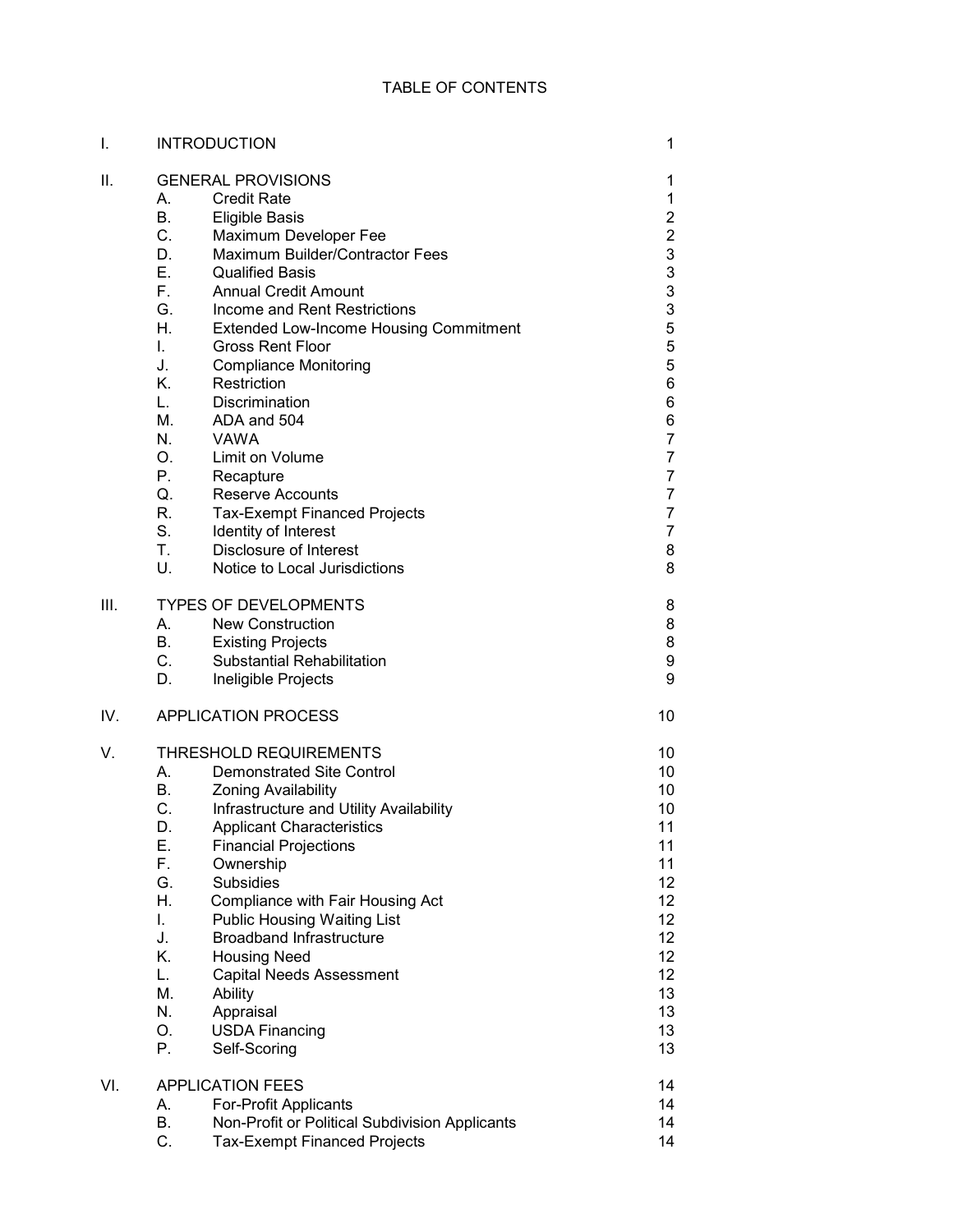# TABLE OF CONTENTS

| | | | |
|---|---|---|---|
| I. | INTRODUCTION | | 1 |
| II. | GENERAL PROVISIONS | | 1 |
| | A. | Credit Rate | 1 |
| | B. | Eligible Basis | 2 |
| | C. | Maximum Developer Fee | 2 |
| | D. | Maximum Builder/Contractor Fees | 3 |
| | E. | Qualified Basis | 3 |
| | F. | Annual Credit Amount | 3 |
| | G. | Income and Rent Restrictions | 3 |
| | H. | Extended Low-Income Housing Commitment | 5 |
| | I. | Gross Rent Floor | 5 |
| | J. | Compliance Monitoring | 5 |
| | K. | Restriction | 6 |
| | L. | Discrimination | 6 |
| | M. | ADA and 504 | 6 |
| | N. | VAWA | 7 |
| | O. | Limit on Volume | 7 |
| | P. | Recapture | 7 |
| | Q. | Reserve Accounts | 7 |
| | R. | Tax-Exempt Financed Projects | 7 |
| | S. | Identity of Interest | 7 |
| | T. | Disclosure of Interest | 8 |
| | U. | Notice to Local Jurisdictions | 8 |
| III. | TYPES OF DEVELOPMENTS | | 8 |
| | A. | New Construction | 8 |
| | B. | Existing Projects | 8 |
| | C. | Substantial Rehabilitation | 9 |
| | D. | Ineligible Projects | 9 |
| IV. | APPLICATION PROCESS | | 10 |
| V. | THRESHOLD REQUIREMENTS | | 10 |
| | A. | Demonstrated Site Control | 10 |
| | B. | Zoning Availability | 10 |
| | C. | Infrastructure and Utility Availability | 10 |
| | D. | Applicant Characteristics | 11 |
| | E. | Financial Projections | 11 |
| | F. | Ownership | 11 |
| | G. | Subsidies | 12 |
| | H. | Compliance with Fair Housing Act | 12 |
| | I. | Public Housing Waiting List | 12 |
| | J. | Broadband Infrastructure | 12 |
| | K. | Housing Need | 12 |
| | L. | Capital Needs Assessment | 12 |
| | M. | Ability | 13 |
| | N. | Appraisal | 13 |
| | O. | USDA Financing | 13 |
| | P. | Self-Scoring | 13 |
| VI. | APPLICATION FEES | | 14 |
| | A. | For-Profit Applicants | 14 |
| | B. | Non-Profit or Political Subdivision Applicants | 14 |
| | C. | Tax-Exempt Financed Projects | 14 |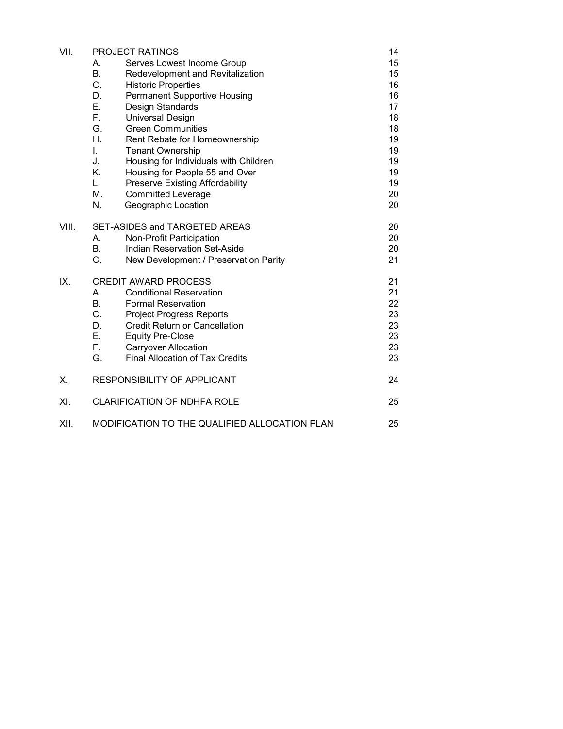| | | | |
|---|---|---|---|
| VII. | PROJECT RATINGS | | 14 |
| | A. | Serves Lowest Income Group | 15 |
| | B. | Redevelopment and Revitalization | 15 |
| | C. | Historic Properties | 16 |
| | D. | Permanent Supportive Housing | 16 |
| | E. | Design Standards | 17 |
| | F. | Universal Design | 18 |
| | G. | Green Communities | 18 |
| | H. | Rent Rebate for Homeownership | 19 |
| | I. | Tenant Ownership | 19 |
| | J. | Housing for Individuals with Children | 19 |
| | K. | Housing for People 55 and Over | 19 |
| | L. | Preserve Existing Affordability | 19 |
| | M. | Committed Leverage | 20 |
| | N. | Geographic Location | 20 |
| VIII. | SET-ASIDES and TARGETED AREAS | | 20 |
| | A. | Non-Profit Participation | 20 |
| | B. | Indian Reservation Set-Aside | 20 |
| | C. | New Development / Preservation Parity | 21 |
| IX. | CREDIT AWARD PROCESS | | 21 |
| | A. | Conditional Reservation | 21 |
| | B. | Formal Reservation | 22 |
| | C. | Project Progress Reports | 23 |
| | D. | Credit Return or Cancellation | 23 |
| | E. | Equity Pre-Close | 23 |
| | F. | Carryover Allocation | 23 |
| | G. | Final Allocation of Tax Credits | 23 |
| X. | RESPONSIBILITY OF APPLICANT | | 24 |
| XI. | CLARIFICATION OF NDHFA ROLE | | 25 |
| XII. | MODIFICATION TO THE QUALIFIED ALLOCATION PLAN | | 25 |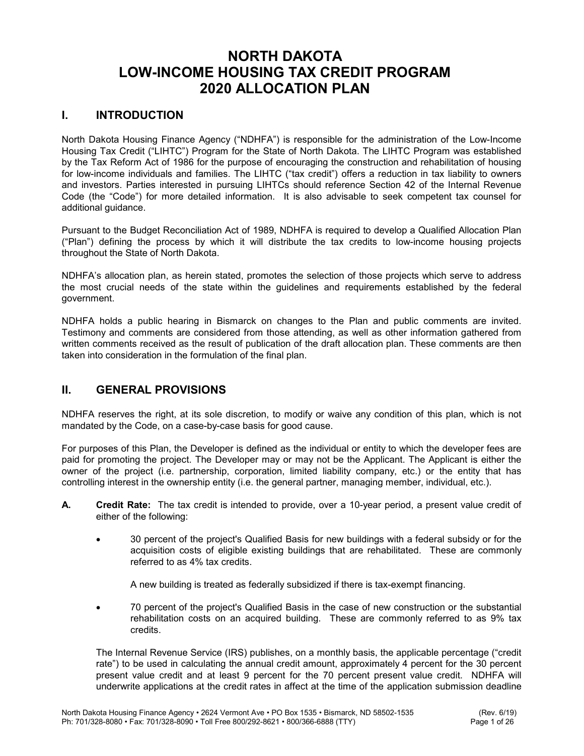# NORTH DAKOTA LOW-INCOME HOUSING TAX CREDIT PROGRAM 2020 ALLOCATION PLAN

## I. INTRODUCTION

North Dakota Housing Finance Agency ("NDHFA") is responsible for the administration of the Low-Income Housing Tax Credit ("LIHTC") Program for the State of North Dakota. The LIHTC Program was established by the Tax Reform Act of 1986 for the purpose of encouraging the construction and rehabilitation of housing for low-income individuals and families. The LIHTC ("tax credit") offers a reduction in tax liability to owners and investors. Parties interested in pursuing LIHTCs should reference Section 42 of the Internal Revenue Code (the "Code") for more detailed information. It is also advisable to seek competent tax counsel for additional guidance.

Pursuant to the Budget Reconciliation Act of 1989, NDHFA is required to develop a Qualified Allocation Plan ("Plan") defining the process by which it will distribute the tax credits to low-income housing projects throughout the State of North Dakota.

NDHFA's allocation plan, as herein stated, promotes the selection of those projects which serve to address the most crucial needs of the state within the guidelines and requirements established by the federal government.

NDHFA holds a public hearing in Bismarck on changes to the Plan and public comments are invited. Testimony and comments are considered from those attending, as well as other information gathered from written comments received as the result of publication of the draft allocation plan. These comments are then taken into consideration in the formulation of the final plan.

## II. GENERAL PROVISIONS

NDHFA reserves the right, at its sole discretion, to modify or waive any condition of this plan, which is not mandated by the Code, on a case-by-case basis for good cause.

For purposes of this Plan, the Developer is defined as the individual or entity to which the developer fees are paid for promoting the project. The Developer may or may not be the Applicant. The Applicant is either the owner of the project (i.e. partnership, corporation, limited liability company, etc.) or the entity that has controlling interest in the ownership entity (i.e. the general partner, managing member, individual, etc.).

**A. Credit Rate:** The tax credit is intended to provide, over a 10-year period, a present value credit of either of the following:

- 30 percent of the project's Qualified Basis for new buildings with a federal subsidy or for the acquisition costs of eligible existing buildings that are rehabilitated. These are commonly referred to as 4% tax credits.

  A new building is treated as federally subsidized if there is tax-exempt financing.

- 70 percent of the project's Qualified Basis in the case of new construction or the substantial rehabilitation costs on an acquired building. These are commonly referred to as 9% tax credits.

The Internal Revenue Service (IRS) publishes, on a monthly basis, the applicable percentage ("credit rate") to be used in calculating the annual credit amount, approximately 4 percent for the 30 percent present value credit and at least 9 percent for the 70 percent present value credit. NDHFA will underwrite applications at the credit rates in affect at the time of the application submission deadline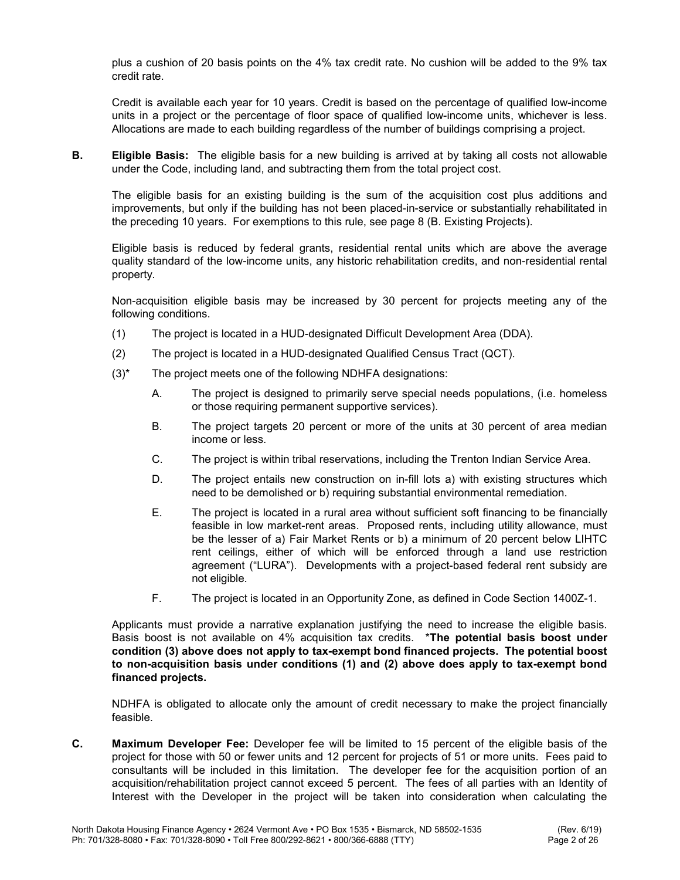plus a cushion of 20 basis points on the 4% tax credit rate. No cushion will be added to the 9% tax credit rate.

Credit is available each year for 10 years. Credit is based on the percentage of qualified low-income units in a project or the percentage of floor space of qualified low-income units, whichever is less. Allocations are made to each building regardless of the number of buildings comprising a project.

**B. Eligible Basis:** The eligible basis for a new building is arrived at by taking all costs not allowable under the Code, including land, and subtracting them from the total project cost.

The eligible basis for an existing building is the sum of the acquisition cost plus additions and improvements, but only if the building has not been placed-in-service or substantially rehabilitated in the preceding 10 years. For exemptions to this rule, see page 8 (B. Existing Projects).

Eligible basis is reduced by federal grants, residential rental units which are above the average quality standard of the low-income units, any historic rehabilitation credits, and non-residential rental property.

Non-acquisition eligible basis may be increased by 30 percent for projects meeting any of the following conditions.

(1) The project is located in a HUD-designated Difficult Development Area (DDA).

(2) The project is located in a HUD-designated Qualified Census Tract (QCT).

(3)* The project meets one of the following NDHFA designations:

A. The project is designed to primarily serve special needs populations, (i.e. homeless or those requiring permanent supportive services).

B. The project targets 20 percent or more of the units at 30 percent of area median income or less.

C. The project is within tribal reservations, including the Trenton Indian Service Area.

D. The project entails new construction on in-fill lots a) with existing structures which need to be demolished or b) requiring substantial environmental remediation.

E. The project is located in a rural area without sufficient soft financing to be financially feasible in low market-rent areas. Proposed rents, including utility allowance, must be the lesser of a) Fair Market Rents or b) a minimum of 20 percent below LIHTC rent ceilings, either of which will be enforced through a land use restriction agreement ("LURA"). Developments with a project-based federal rent subsidy are not eligible.

F. The project is located in an Opportunity Zone, as defined in Code Section 1400Z-1.

Applicants must provide a narrative explanation justifying the need to increase the eligible basis. Basis boost is not available on 4% acquisition tax credits. ***The potential basis boost under condition (3) above does not apply to tax-exempt bond financed projects. The potential boost to non-acquisition basis under conditions (1) and (2) above does apply to tax-exempt bond financed projects.**

NDHFA is obligated to allocate only the amount of credit necessary to make the project financially feasible.

**C. Maximum Developer Fee:** Developer fee will be limited to 15 percent of the eligible basis of the project for those with 50 or fewer units and 12 percent for projects of 51 or more units. Fees paid to consultants will be included in this limitation. The developer fee for the acquisition portion of an acquisition/rehabilitation project cannot exceed 5 percent. The fees of all parties with an Identity of Interest with the Developer in the project will be taken into consideration when calculating the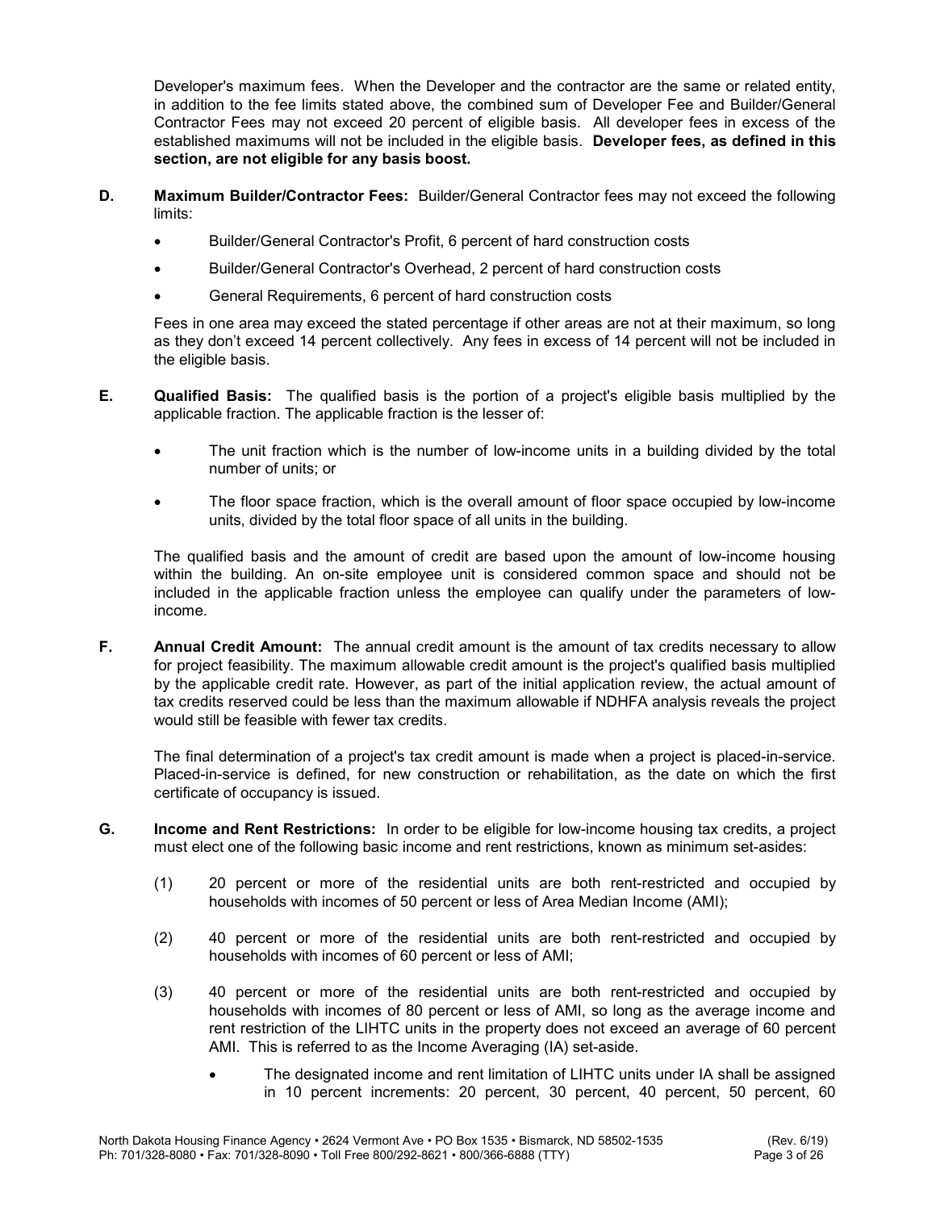Developer's maximum fees. When the Developer and the contractor are the same or related entity, in addition to the fee limits stated above, the combined sum of Developer Fee and Builder/General Contractor Fees may not exceed 20 percent of eligible basis. All developer fees in excess of the established maximums will not be included in the eligible basis. **Developer fees, as defined in this section, are not eligible for any basis boost.**

**D. Maximum Builder/Contractor Fees:** Builder/General Contractor fees may not exceed the following limits:

- Builder/General Contractor's Profit, 6 percent of hard construction costs
- Builder/General Contractor's Overhead, 2 percent of hard construction costs
- General Requirements, 6 percent of hard construction costs

Fees in one area may exceed the stated percentage if other areas are not at their maximum, so long as they don't exceed 14 percent collectively. Any fees in excess of 14 percent will not be included in the eligible basis.

**E. Qualified Basis:** The qualified basis is the portion of a project's eligible basis multiplied by the applicable fraction. The applicable fraction is the lesser of:

- The unit fraction which is the number of low-income units in a building divided by the total number of units; or
- The floor space fraction, which is the overall amount of floor space occupied by low-income units, divided by the total floor space of all units in the building.

The qualified basis and the amount of credit are based upon the amount of low-income housing within the building. An on-site employee unit is considered common space and should not be included in the applicable fraction unless the employee can qualify under the parameters of low-income.

**F. Annual Credit Amount:** The annual credit amount is the amount of tax credits necessary to allow for project feasibility. The maximum allowable credit amount is the project's qualified basis multiplied by the applicable credit rate. However, as part of the initial application review, the actual amount of tax credits reserved could be less than the maximum allowable if NDHFA analysis reveals the project would still be feasible with fewer tax credits.

The final determination of a project's tax credit amount is made when a project is placed-in-service. Placed-in-service is defined, for new construction or rehabilitation, as the date on which the first certificate of occupancy is issued.

**G. Income and Rent Restrictions:** In order to be eligible for low-income housing tax credits, a project must elect one of the following basic income and rent restrictions, known as minimum set-asides:

(1) 20 percent or more of the residential units are both rent-restricted and occupied by households with incomes of 50 percent or less of Area Median Income (AMI);

(2) 40 percent or more of the residential units are both rent-restricted and occupied by households with incomes of 60 percent or less of AMI;

(3) 40 percent or more of the residential units are both rent-restricted and occupied by households with incomes of 80 percent or less of AMI, so long as the average income and rent restriction of the LIHTC units in the property does not exceed an average of 60 percent AMI. This is referred to as the Income Averaging (IA) set-aside.

- The designated income and rent limitation of LIHTC units under IA shall be assigned in 10 percent increments: 20 percent, 30 percent, 40 percent, 50 percent, 60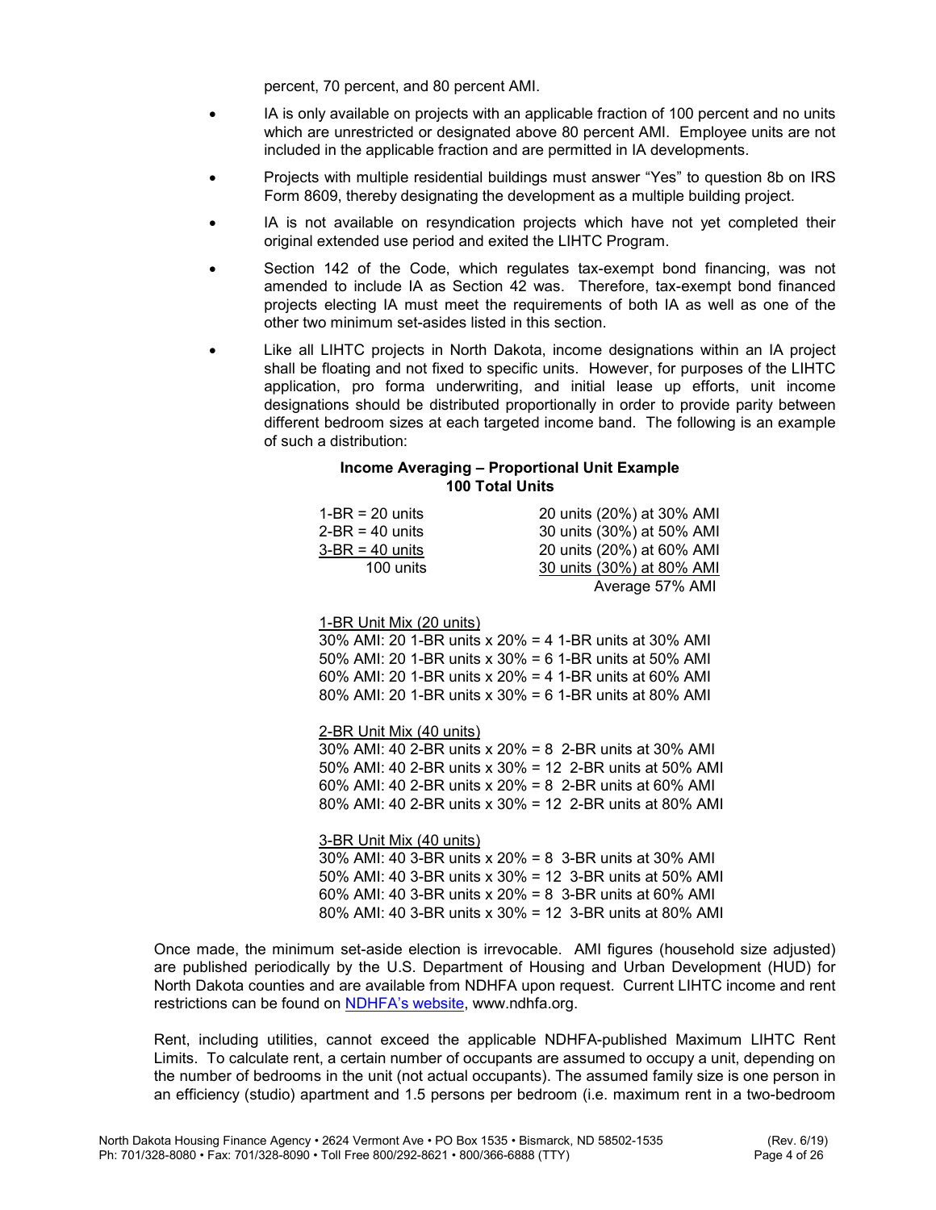percent, 70 percent, and 80 percent AMI.

- IA is only available on projects with an applicable fraction of 100 percent and no units which are unrestricted or designated above 80 percent AMI. Employee units are not included in the applicable fraction and are permitted in IA developments.
- Projects with multiple residential buildings must answer "Yes" to question 8b on IRS Form 8609, thereby designating the development as a multiple building project.
- IA is not available on resyndication projects which have not yet completed their original extended use period and exited the LIHTC Program.
- Section 142 of the Code, which regulates tax-exempt bond financing, was not amended to include IA as Section 42 was. Therefore, tax-exempt bond financed projects electing IA must meet the requirements of both IA as well as one of the other two minimum set-asides listed in this section.
- Like all LIHTC projects in North Dakota, income designations within an IA project shall be floating and not fixed to specific units. However, for purposes of the LIHTC application, pro forma underwriting, and initial lease up efforts, unit income designations should be distributed proportionally in order to provide parity between different bedroom sizes at each targeted income band. The following is an example of such a distribution:

**Income Averaging – Proportional Unit Example**
**100 Total Units**

| | |
|---|---|
| 1-BR = 20 units | 20 units (20%) at 30% AMI |
| 2-BR = 40 units | 30 units (30%) at 50% AMI |
| 3-BR = 40 units | 20 units (20%) at 60% AMI |
| 100 units | 30 units (30%) at 80% AMI |
| | Average 57% AMI |

1-BR Unit Mix (20 units)
30% AMI: 20 1-BR units x 20% = 4 1-BR units at 30% AMI
50% AMI: 20 1-BR units x 30% = 6 1-BR units at 50% AMI
60% AMI: 20 1-BR units x 20% = 4 1-BR units at 60% AMI
80% AMI: 20 1-BR units x 30% = 6 1-BR units at 80% AMI

2-BR Unit Mix (40 units)
30% AMI: 40 2-BR units x 20% = 8 2-BR units at 30% AMI
50% AMI: 40 2-BR units x 30% = 12 2-BR units at 50% AMI
60% AMI: 40 2-BR units x 20% = 8 2-BR units at 60% AMI
80% AMI: 40 2-BR units x 30% = 12 2-BR units at 80% AMI

3-BR Unit Mix (40 units)
30% AMI: 40 3-BR units x 20% = 8 3-BR units at 30% AMI
50% AMI: 40 3-BR units x 30% = 12 3-BR units at 50% AMI
60% AMI: 40 3-BR units x 20% = 8 3-BR units at 60% AMI
80% AMI: 40 3-BR units x 30% = 12 3-BR units at 80% AMI

Once made, the minimum set-aside election is irrevocable. AMI figures (household size adjusted) are published periodically by the U.S. Department of Housing and Urban Development (HUD) for North Dakota counties and are available from NDHFA upon request. Current LIHTC income and rent restrictions can be found on [NDHFA's website](www.ndhfa.org), www.ndhfa.org.

Rent, including utilities, cannot exceed the applicable NDHFA-published Maximum LIHTC Rent Limits. To calculate rent, a certain number of occupants are assumed to occupy a unit, depending on the number of bedrooms in the unit (not actual occupants). The assumed family size is one person in an efficiency (studio) apartment and 1.5 persons per bedroom (i.e. maximum rent in a two-bedroom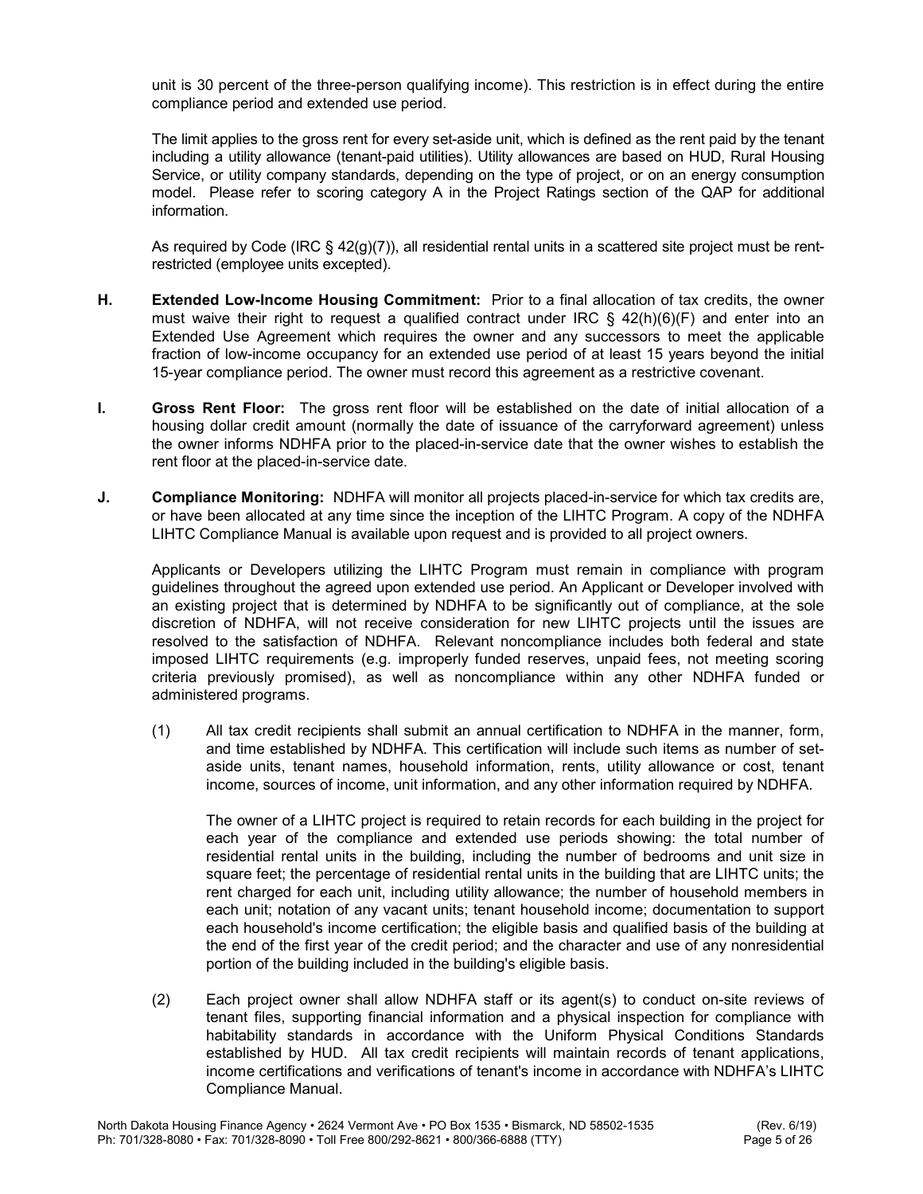unit is 30 percent of the three-person qualifying income). This restriction is in effect during the entire compliance period and extended use period.

The limit applies to the gross rent for every set-aside unit, which is defined as the rent paid by the tenant including a utility allowance (tenant-paid utilities). Utility allowances are based on HUD, Rural Housing Service, or utility company standards, depending on the type of project, or on an energy consumption model. Please refer to scoring category A in the Project Ratings section of the QAP for additional information.

As required by Code (IRC § 42(g)(7)), all residential rental units in a scattered site project must be rent-restricted (employee units excepted).

**H. Extended Low-Income Housing Commitment:** Prior to a final allocation of tax credits, the owner must waive their right to request a qualified contract under IRC § 42(h)(6)(F) and enter into an Extended Use Agreement which requires the owner and any successors to meet the applicable fraction of low-income occupancy for an extended use period of at least 15 years beyond the initial 15-year compliance period. The owner must record this agreement as a restrictive covenant.

**I. Gross Rent Floor:** The gross rent floor will be established on the date of initial allocation of a housing dollar credit amount (normally the date of issuance of the carryforward agreement) unless the owner informs NDHFA prior to the placed-in-service date that the owner wishes to establish the rent floor at the placed-in-service date.

**J. Compliance Monitoring:** NDHFA will monitor all projects placed-in-service for which tax credits are, or have been allocated at any time since the inception of the LIHTC Program. A copy of the NDHFA LIHTC Compliance Manual is available upon request and is provided to all project owners.

Applicants or Developers utilizing the LIHTC Program must remain in compliance with program guidelines throughout the agreed upon extended use period. An Applicant or Developer involved with an existing project that is determined by NDHFA to be significantly out of compliance, at the sole discretion of NDHFA, will not receive consideration for new LIHTC projects until the issues are resolved to the satisfaction of NDHFA. Relevant noncompliance includes both federal and state imposed LIHTC requirements (e.g. improperly funded reserves, unpaid fees, not meeting scoring criteria previously promised), as well as noncompliance within any other NDHFA funded or administered programs.

(1) All tax credit recipients shall submit an annual certification to NDHFA in the manner, form, and time established by NDHFA. This certification will include such items as number of set-aside units, tenant names, household information, rents, utility allowance or cost, tenant income, sources of income, unit information, and any other information required by NDHFA.

The owner of a LIHTC project is required to retain records for each building in the project for each year of the compliance and extended use periods showing: the total number of residential rental units in the building, including the number of bedrooms and unit size in square feet; the percentage of residential rental units in the building that are LIHTC units; the rent charged for each unit, including utility allowance; the number of household members in each unit; notation of any vacant units; tenant household income; documentation to support each household's income certification; the eligible basis and qualified basis of the building at the end of the first year of the credit period; and the character and use of any nonresidential portion of the building included in the building's eligible basis.

(2) Each project owner shall allow NDHFA staff or its agent(s) to conduct on-site reviews of tenant files, supporting financial information and a physical inspection for compliance with habitability standards in accordance with the Uniform Physical Conditions Standards established by HUD. All tax credit recipients will maintain records of tenant applications, income certifications and verifications of tenant's income in accordance with NDHFA's LIHTC Compliance Manual.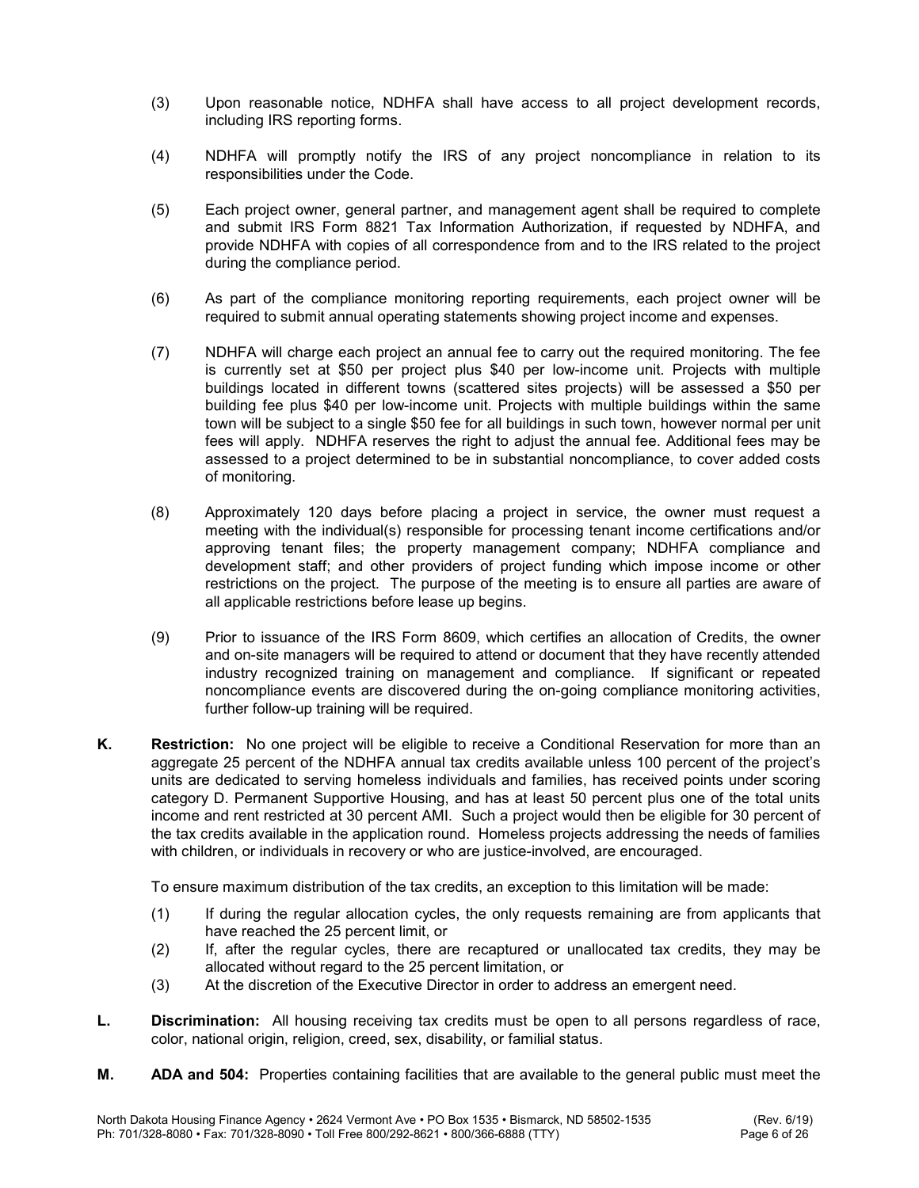(3) Upon reasonable notice, NDHFA shall have access to all project development records, including IRS reporting forms.

(4) NDHFA will promptly notify the IRS of any project noncompliance in relation to its responsibilities under the Code.

(5) Each project owner, general partner, and management agent shall be required to complete and submit IRS Form 8821 Tax Information Authorization, if requested by NDHFA, and provide NDHFA with copies of all correspondence from and to the IRS related to the project during the compliance period.

(6) As part of the compliance monitoring reporting requirements, each project owner will be required to submit annual operating statements showing project income and expenses.

(7) NDHFA will charge each project an annual fee to carry out the required monitoring. The fee is currently set at $50 per project plus $40 per low-income unit. Projects with multiple buildings located in different towns (scattered sites projects) will be assessed a $50 per building fee plus $40 per low-income unit. Projects with multiple buildings within the same town will be subject to a single $50 fee for all buildings in such town, however normal per unit fees will apply. NDHFA reserves the right to adjust the annual fee. Additional fees may be assessed to a project determined to be in substantial noncompliance, to cover added costs of monitoring.

(8) Approximately 120 days before placing a project in service, the owner must request a meeting with the individual(s) responsible for processing tenant income certifications and/or approving tenant files; the property management company; NDHFA compliance and development staff; and other providers of project funding which impose income or other restrictions on the project. The purpose of the meeting is to ensure all parties are aware of all applicable restrictions before lease up begins.

(9) Prior to issuance of the IRS Form 8609, which certifies an allocation of Credits, the owner and on-site managers will be required to attend or document that they have recently attended industry recognized training on management and compliance. If significant or repeated noncompliance events are discovered during the on-going compliance monitoring activities, further follow-up training will be required.

**K. Restriction:** No one project will be eligible to receive a Conditional Reservation for more than an aggregate 25 percent of the NDHFA annual tax credits available unless 100 percent of the project's units are dedicated to serving homeless individuals and families, has received points under scoring category D. Permanent Supportive Housing, and has at least 50 percent plus one of the total units income and rent restricted at 30 percent AMI. Such a project would then be eligible for 30 percent of the tax credits available in the application round. Homeless projects addressing the needs of families with children, or individuals in recovery or who are justice-involved, are encouraged.

To ensure maximum distribution of the tax credits, an exception to this limitation will be made:

(1) If during the regular allocation cycles, the only requests remaining are from applicants that have reached the 25 percent limit, or
(2) If, after the regular cycles, there are recaptured or unallocated tax credits, they may be allocated without regard to the 25 percent limitation, or
(3) At the discretion of the Executive Director in order to address an emergent need.

**L. Discrimination:** All housing receiving tax credits must be open to all persons regardless of race, color, national origin, religion, creed, sex, disability, or familial status.

**M. ADA and 504:** Properties containing facilities that are available to the general public must meet the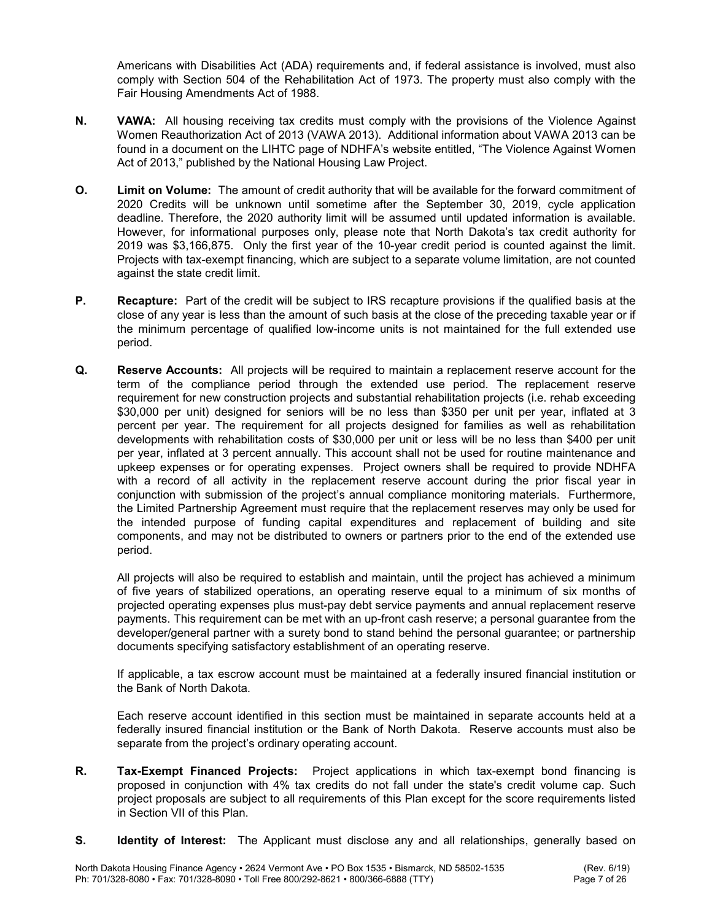Americans with Disabilities Act (ADA) requirements and, if federal assistance is involved, must also comply with Section 504 of the Rehabilitation Act of 1973. The property must also comply with the Fair Housing Amendments Act of 1988.

**N. VAWA:** All housing receiving tax credits must comply with the provisions of the Violence Against Women Reauthorization Act of 2013 (VAWA 2013). Additional information about VAWA 2013 can be found in a document on the LIHTC page of NDHFA's website entitled, "The Violence Against Women Act of 2013," published by the National Housing Law Project.

**O. Limit on Volume:** The amount of credit authority that will be available for the forward commitment of 2020 Credits will be unknown until sometime after the September 30, 2019, cycle application deadline. Therefore, the 2020 authority limit will be assumed until updated information is available. However, for informational purposes only, please note that North Dakota's tax credit authority for 2019 was $3,166,875. Only the first year of the 10-year credit period is counted against the limit. Projects with tax-exempt financing, which are subject to a separate volume limitation, are not counted against the state credit limit.

**P. Recapture:** Part of the credit will be subject to IRS recapture provisions if the qualified basis at the close of any year is less than the amount of such basis at the close of the preceding taxable year or if the minimum percentage of qualified low-income units is not maintained for the full extended use period.

**Q. Reserve Accounts:** All projects will be required to maintain a replacement reserve account for the term of the compliance period through the extended use period. The replacement reserve requirement for new construction projects and substantial rehabilitation projects (i.e. rehab exceeding $30,000 per unit) designed for seniors will be no less than $350 per unit per year, inflated at 3 percent per year. The requirement for all projects designed for families as well as rehabilitation developments with rehabilitation costs of $30,000 per unit or less will be no less than $400 per unit per year, inflated at 3 percent annually. This account shall not be used for routine maintenance and upkeep expenses or for operating expenses. Project owners shall be required to provide NDHFA with a record of all activity in the replacement reserve account during the prior fiscal year in conjunction with submission of the project's annual compliance monitoring materials. Furthermore, the Limited Partnership Agreement must require that the replacement reserves may only be used for the intended purpose of funding capital expenditures and replacement of building and site components, and may not be distributed to owners or partners prior to the end of the extended use period.

All projects will also be required to establish and maintain, until the project has achieved a minimum of five years of stabilized operations, an operating reserve equal to a minimum of six months of projected operating expenses plus must-pay debt service payments and annual replacement reserve payments. This requirement can be met with an up-front cash reserve; a personal guarantee from the developer/general partner with a surety bond to stand behind the personal guarantee; or partnership documents specifying satisfactory establishment of an operating reserve.

If applicable, a tax escrow account must be maintained at a federally insured financial institution or the Bank of North Dakota.

Each reserve account identified in this section must be maintained in separate accounts held at a federally insured financial institution or the Bank of North Dakota. Reserve accounts must also be separate from the project's ordinary operating account.

**R. Tax-Exempt Financed Projects:** Project applications in which tax-exempt bond financing is proposed in conjunction with 4% tax credits do not fall under the state's credit volume cap. Such project proposals are subject to all requirements of this Plan except for the score requirements listed in Section VII of this Plan.

**S. Identity of Interest:** The Applicant must disclose any and all relationships, generally based on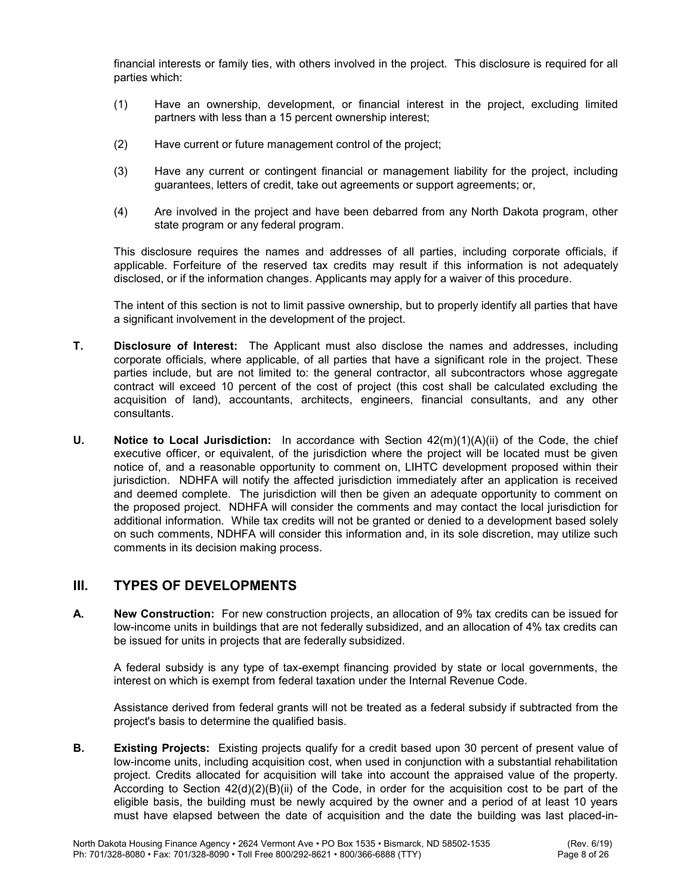financial interests or family ties, with others involved in the project. This disclosure is required for all parties which:

(1) Have an ownership, development, or financial interest in the project, excluding limited partners with less than a 15 percent ownership interest;

(2) Have current or future management control of the project;

(3) Have any current or contingent financial or management liability for the project, including guarantees, letters of credit, take out agreements or support agreements; or,

(4) Are involved in the project and have been debarred from any North Dakota program, other state program or any federal program.

This disclosure requires the names and addresses of all parties, including corporate officials, if applicable. Forfeiture of the reserved tax credits may result if this information is not adequately disclosed, or if the information changes. Applicants may apply for a waiver of this procedure.

The intent of this section is not to limit passive ownership, but to properly identify all parties that have a significant involvement in the development of the project.

**T. Disclosure of Interest:** The Applicant must also disclose the names and addresses, including corporate officials, where applicable, of all parties that have a significant role in the project. These parties include, but are not limited to: the general contractor, all subcontractors whose aggregate contract will exceed 10 percent of the cost of project (this cost shall be calculated excluding the acquisition of land), accountants, architects, engineers, financial consultants, and any other consultants.

**U. Notice to Local Jurisdiction:** In accordance with Section 42(m)(1)(A)(ii) of the Code, the chief executive officer, or equivalent, of the jurisdiction where the project will be located must be given notice of, and a reasonable opportunity to comment on, LIHTC development proposed within their jurisdiction. NDHFA will notify the affected jurisdiction immediately after an application is received and deemed complete. The jurisdiction will then be given an adequate opportunity to comment on the proposed project. NDHFA will consider the comments and may contact the local jurisdiction for additional information. While tax credits will not be granted or denied to a development based solely on such comments, NDHFA will consider this information and, in its sole discretion, may utilize such comments in its decision making process.

## III. TYPES OF DEVELOPMENTS

**A. New Construction:** For new construction projects, an allocation of 9% tax credits can be issued for low-income units in buildings that are not federally subsidized, and an allocation of 4% tax credits can be issued for units in projects that are federally subsidized.

A federal subsidy is any type of tax-exempt financing provided by state or local governments, the interest on which is exempt from federal taxation under the Internal Revenue Code.

Assistance derived from federal grants will not be treated as a federal subsidy if subtracted from the project's basis to determine the qualified basis.

**B. Existing Projects:** Existing projects qualify for a credit based upon 30 percent of present value of low-income units, including acquisition cost, when used in conjunction with a substantial rehabilitation project. Credits allocated for acquisition will take into account the appraised value of the property. According to Section 42(d)(2)(B)(ii) of the Code, in order for the acquisition cost to be part of the eligible basis, the building must be newly acquired by the owner and a period of at least 10 years must have elapsed between the date of acquisition and the date the building was last placed-in-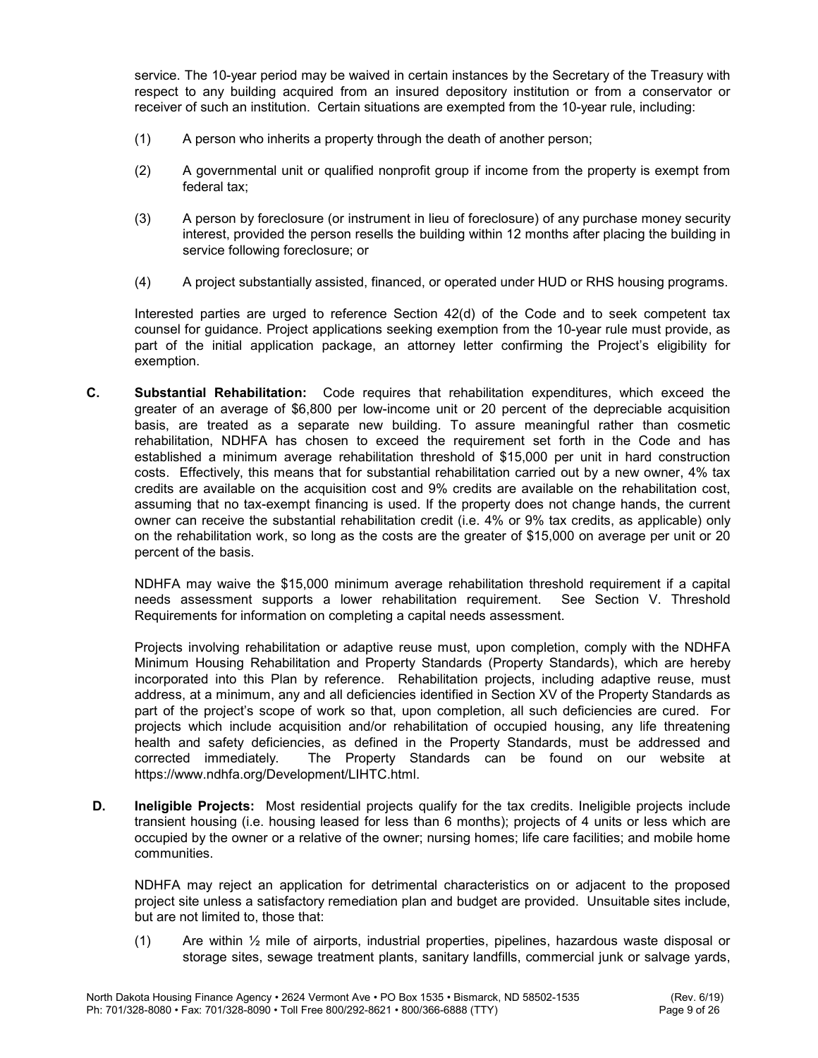service. The 10-year period may be waived in certain instances by the Secretary of the Treasury with respect to any building acquired from an insured depository institution or from a conservator or receiver of such an institution. Certain situations are exempted from the 10-year rule, including:

(1) A person who inherits a property through the death of another person;

(2) A governmental unit or qualified nonprofit group if income from the property is exempt from federal tax;

(3) A person by foreclosure (or instrument in lieu of foreclosure) of any purchase money security interest, provided the person resells the building within 12 months after placing the building in service following foreclosure; or

(4) A project substantially assisted, financed, or operated under HUD or RHS housing programs.

Interested parties are urged to reference Section 42(d) of the Code and to seek competent tax counsel for guidance. Project applications seeking exemption from the 10-year rule must provide, as part of the initial application package, an attorney letter confirming the Project's eligibility for exemption.

**C. Substantial Rehabilitation:** Code requires that rehabilitation expenditures, which exceed the greater of an average of $6,800 per low-income unit or 20 percent of the depreciable acquisition basis, are treated as a separate new building. To assure meaningful rather than cosmetic rehabilitation, NDHFA has chosen to exceed the requirement set forth in the Code and has established a minimum average rehabilitation threshold of $15,000 per unit in hard construction costs. Effectively, this means that for substantial rehabilitation carried out by a new owner, 4% tax credits are available on the acquisition cost and 9% credits are available on the rehabilitation cost, assuming that no tax-exempt financing is used. If the property does not change hands, the current owner can receive the substantial rehabilitation credit (i.e. 4% or 9% tax credits, as applicable) only on the rehabilitation work, so long as the costs are the greater of $15,000 on average per unit or 20 percent of the basis.

NDHFA may waive the $15,000 minimum average rehabilitation threshold requirement if a capital needs assessment supports a lower rehabilitation requirement. See Section V. Threshold Requirements for information on completing a capital needs assessment.

Projects involving rehabilitation or adaptive reuse must, upon completion, comply with the NDHFA Minimum Housing Rehabilitation and Property Standards (Property Standards), which are hereby incorporated into this Plan by reference. Rehabilitation projects, including adaptive reuse, must address, at a minimum, any and all deficiencies identified in Section XV of the Property Standards as part of the project's scope of work so that, upon completion, all such deficiencies are cured. For projects which include acquisition and/or rehabilitation of occupied housing, any life threatening health and safety deficiencies, as defined in the Property Standards, must be addressed and corrected immediately. The Property Standards can be found on our website at https://www.ndhfa.org/Development/LIHTC.html.

**D. Ineligible Projects:** Most residential projects qualify for the tax credits. Ineligible projects include transient housing (i.e. housing leased for less than 6 months); projects of 4 units or less which are occupied by the owner or a relative of the owner; nursing homes; life care facilities; and mobile home communities.

NDHFA may reject an application for detrimental characteristics on or adjacent to the proposed project site unless a satisfactory remediation plan and budget are provided. Unsuitable sites include, but are not limited to, those that:

(1) Are within ½ mile of airports, industrial properties, pipelines, hazardous waste disposal or storage sites, sewage treatment plants, sanitary landfills, commercial junk or salvage yards,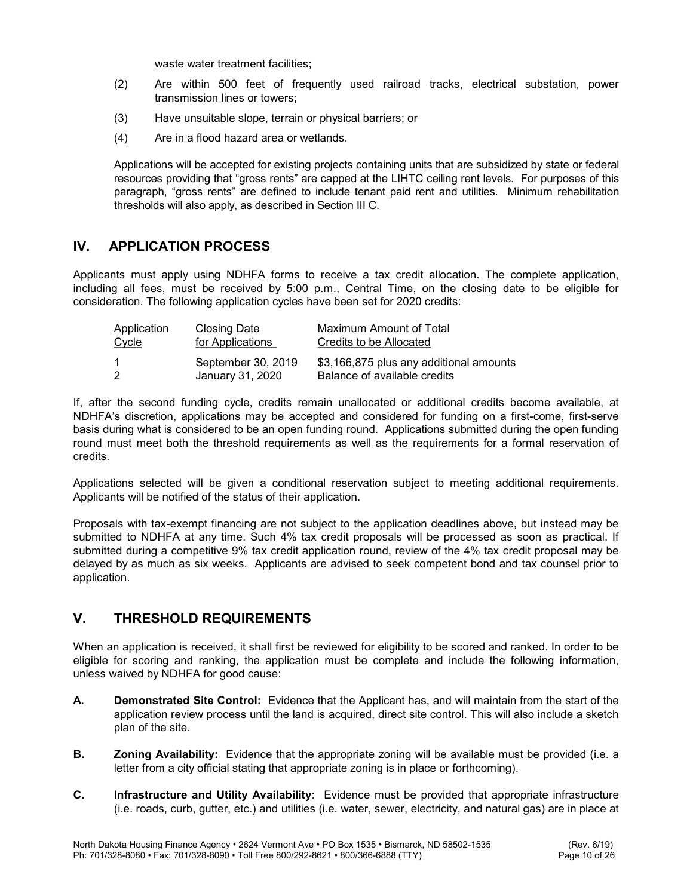waste water treatment facilities;

(2) Are within 500 feet of frequently used railroad tracks, electrical substation, power transmission lines or towers;

(3) Have unsuitable slope, terrain or physical barriers; or

(4) Are in a flood hazard area or wetlands.

Applications will be accepted for existing projects containing units that are subsidized by state or federal resources providing that "gross rents" are capped at the LIHTC ceiling rent levels. For purposes of this paragraph, "gross rents" are defined to include tenant paid rent and utilities. Minimum rehabilitation thresholds will also apply, as described in Section III C.

## IV. APPLICATION PROCESS

Applicants must apply using NDHFA forms to receive a tax credit allocation. The complete application, including all fees, must be received by 5:00 p.m., Central Time, on the closing date to be eligible for consideration. The following application cycles have been set for 2020 credits:

| Application Cycle | Closing Date for Applications | Maximum Amount of Total Credits to be Allocated |
|---|---|---|
| 1 | September 30, 2019 | $3,166,875 plus any additional amounts |
| 2 | January 31, 2020 | Balance of available credits |

If, after the second funding cycle, credits remain unallocated or additional credits become available, at NDHFA's discretion, applications may be accepted and considered for funding on a first-come, first-serve basis during what is considered to be an open funding round. Applications submitted during the open funding round must meet both the threshold requirements as well as the requirements for a formal reservation of credits.

Applications selected will be given a conditional reservation subject to meeting additional requirements. Applicants will be notified of the status of their application.

Proposals with tax-exempt financing are not subject to the application deadlines above, but instead may be submitted to NDHFA at any time. Such 4% tax credit proposals will be processed as soon as practical. If submitted during a competitive 9% tax credit application round, review of the 4% tax credit proposal may be delayed by as much as six weeks. Applicants are advised to seek competent bond and tax counsel prior to application.

## V. THRESHOLD REQUIREMENTS

When an application is received, it shall first be reviewed for eligibility to be scored and ranked. In order to be eligible for scoring and ranking, the application must be complete and include the following information, unless waived by NDHFA for good cause:

**A. Demonstrated Site Control:** Evidence that the Applicant has, and will maintain from the start of the application review process until the land is acquired, direct site control. This will also include a sketch plan of the site.

**B. Zoning Availability:** Evidence that the appropriate zoning will be available must be provided (i.e. a letter from a city official stating that appropriate zoning is in place or forthcoming).

**C. Infrastructure and Utility Availability**: Evidence must be provided that appropriate infrastructure (i.e. roads, curb, gutter, etc.) and utilities (i.e. water, sewer, electricity, and natural gas) are in place at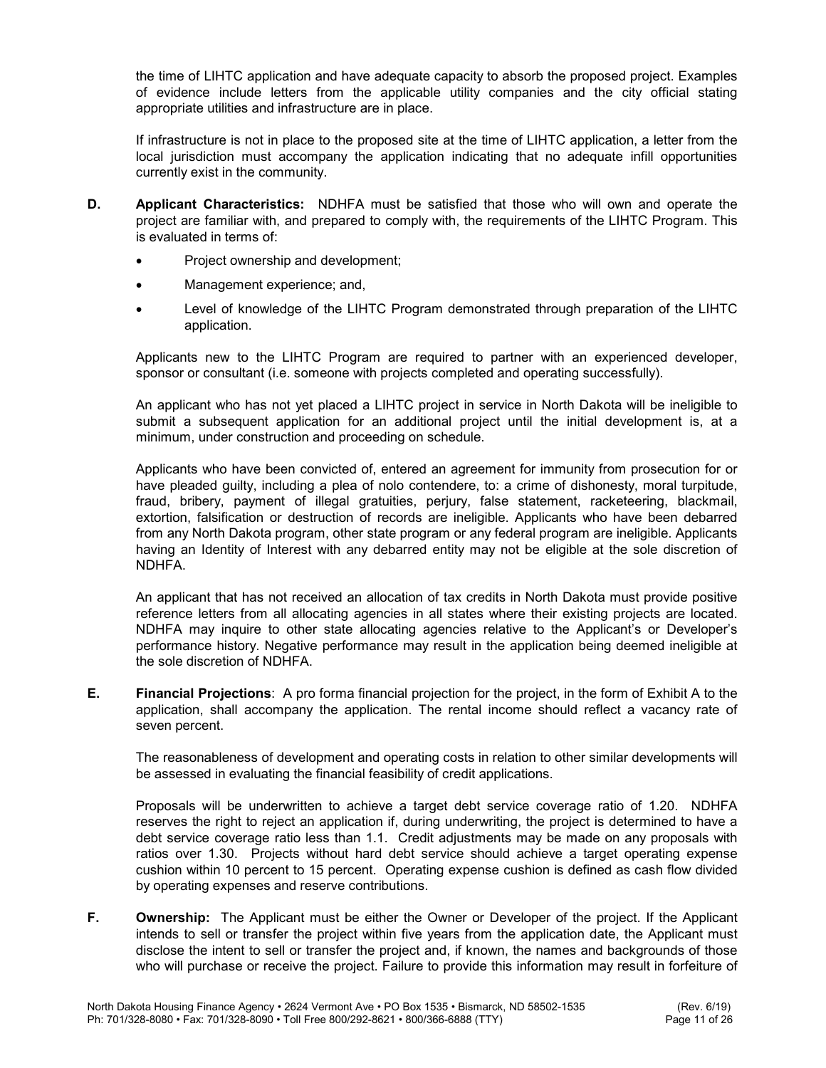the time of LIHTC application and have adequate capacity to absorb the proposed project. Examples of evidence include letters from the applicable utility companies and the city official stating appropriate utilities and infrastructure are in place.

If infrastructure is not in place to the proposed site at the time of LIHTC application, a letter from the local jurisdiction must accompany the application indicating that no adequate infill opportunities currently exist in the community.

**D. Applicant Characteristics:** NDHFA must be satisfied that those who will own and operate the project are familiar with, and prepared to comply with, the requirements of the LIHTC Program. This is evaluated in terms of:

- Project ownership and development;
- Management experience; and,
- Level of knowledge of the LIHTC Program demonstrated through preparation of the LIHTC application.

Applicants new to the LIHTC Program are required to partner with an experienced developer, sponsor or consultant (i.e. someone with projects completed and operating successfully).

An applicant who has not yet placed a LIHTC project in service in North Dakota will be ineligible to submit a subsequent application for an additional project until the initial development is, at a minimum, under construction and proceeding on schedule.

Applicants who have been convicted of, entered an agreement for immunity from prosecution for or have pleaded guilty, including a plea of nolo contendere, to: a crime of dishonesty, moral turpitude, fraud, bribery, payment of illegal gratuities, perjury, false statement, racketeering, blackmail, extortion, falsification or destruction of records are ineligible. Applicants who have been debarred from any North Dakota program, other state program or any federal program are ineligible. Applicants having an Identity of Interest with any debarred entity may not be eligible at the sole discretion of NDHFA.

An applicant that has not received an allocation of tax credits in North Dakota must provide positive reference letters from all allocating agencies in all states where their existing projects are located. NDHFA may inquire to other state allocating agencies relative to the Applicant's or Developer's performance history. Negative performance may result in the application being deemed ineligible at the sole discretion of NDHFA.

**E. Financial Projections**: A pro forma financial projection for the project, in the form of Exhibit A to the application, shall accompany the application. The rental income should reflect a vacancy rate of seven percent.

The reasonableness of development and operating costs in relation to other similar developments will be assessed in evaluating the financial feasibility of credit applications.

Proposals will be underwritten to achieve a target debt service coverage ratio of 1.20. NDHFA reserves the right to reject an application if, during underwriting, the project is determined to have a debt service coverage ratio less than 1.1. Credit adjustments may be made on any proposals with ratios over 1.30. Projects without hard debt service should achieve a target operating expense cushion within 10 percent to 15 percent. Operating expense cushion is defined as cash flow divided by operating expenses and reserve contributions.

**F. Ownership:** The Applicant must be either the Owner or Developer of the project. If the Applicant intends to sell or transfer the project within five years from the application date, the Applicant must disclose the intent to sell or transfer the project and, if known, the names and backgrounds of those who will purchase or receive the project. Failure to provide this information may result in forfeiture of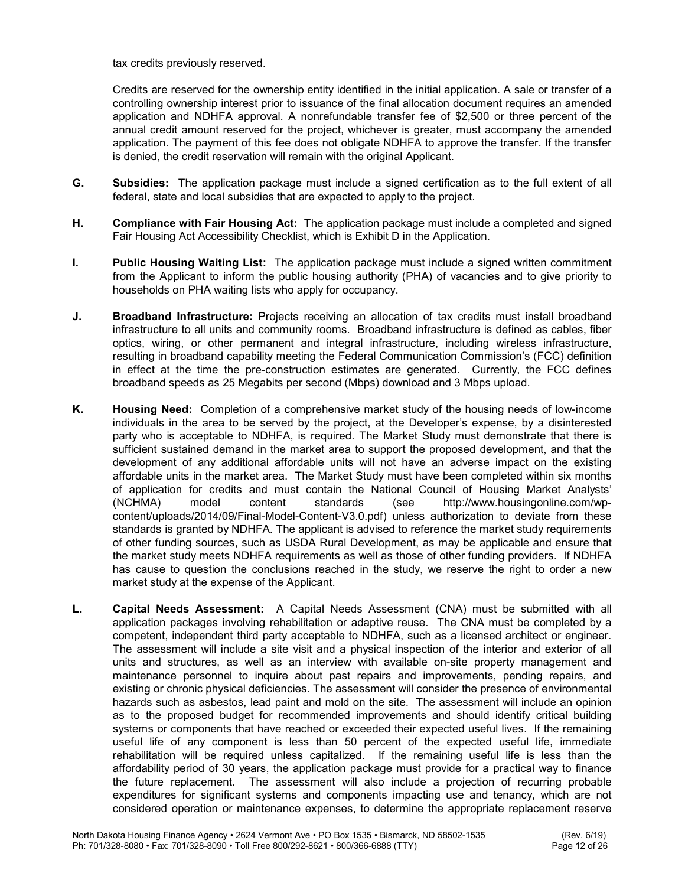tax credits previously reserved.

Credits are reserved for the ownership entity identified in the initial application. A sale or transfer of a controlling ownership interest prior to issuance of the final allocation document requires an amended application and NDHFA approval. A nonrefundable transfer fee of $2,500 or three percent of the annual credit amount reserved for the project, whichever is greater, must accompany the amended application. The payment of this fee does not obligate NDHFA to approve the transfer. If the transfer is denied, the credit reservation will remain with the original Applicant.

**G. Subsidies:** The application package must include a signed certification as to the full extent of all federal, state and local subsidies that are expected to apply to the project.

**H. Compliance with Fair Housing Act:** The application package must include a completed and signed Fair Housing Act Accessibility Checklist, which is Exhibit D in the Application.

**I. Public Housing Waiting List:** The application package must include a signed written commitment from the Applicant to inform the public housing authority (PHA) of vacancies and to give priority to households on PHA waiting lists who apply for occupancy.

**J. Broadband Infrastructure:** Projects receiving an allocation of tax credits must install broadband infrastructure to all units and community rooms. Broadband infrastructure is defined as cables, fiber optics, wiring, or other permanent and integral infrastructure, including wireless infrastructure, resulting in broadband capability meeting the Federal Communication Commission's (FCC) definition in effect at the time the pre-construction estimates are generated. Currently, the FCC defines broadband speeds as 25 Megabits per second (Mbps) download and 3 Mbps upload.

**K. Housing Need:** Completion of a comprehensive market study of the housing needs of low-income individuals in the area to be served by the project, at the Developer's expense, by a disinterested party who is acceptable to NDHFA, is required. The Market Study must demonstrate that there is sufficient sustained demand in the market area to support the proposed development, and that the development of any additional affordable units will not have an adverse impact on the existing affordable units in the market area. The Market Study must have been completed within six months of application for credits and must contain the National Council of Housing Market Analysts' (NCHMA) model content standards (see http://www.housingonline.com/wp-content/uploads/2014/09/Final-Model-Content-V3.0.pdf) unless authorization to deviate from these standards is granted by NDHFA. The applicant is advised to reference the market study requirements of other funding sources, such as USDA Rural Development, as may be applicable and ensure that the market study meets NDHFA requirements as well as those of other funding providers. If NDHFA has cause to question the conclusions reached in the study, we reserve the right to order a new market study at the expense of the Applicant.

**L. Capital Needs Assessment:** A Capital Needs Assessment (CNA) must be submitted with all application packages involving rehabilitation or adaptive reuse. The CNA must be completed by a competent, independent third party acceptable to NDHFA, such as a licensed architect or engineer. The assessment will include a site visit and a physical inspection of the interior and exterior of all units and structures, as well as an interview with available on-site property management and maintenance personnel to inquire about past repairs and improvements, pending repairs, and existing or chronic physical deficiencies. The assessment will consider the presence of environmental hazards such as asbestos, lead paint and mold on the site. The assessment will include an opinion as to the proposed budget for recommended improvements and should identify critical building systems or components that have reached or exceeded their expected useful lives. If the remaining useful life of any component is less than 50 percent of the expected useful life, immediate rehabilitation will be required unless capitalized. If the remaining useful life is less than the affordability period of 30 years, the application package must provide for a practical way to finance the future replacement. The assessment will also include a projection of recurring probable expenditures for significant systems and components impacting use and tenancy, which are not considered operation or maintenance expenses, to determine the appropriate replacement reserve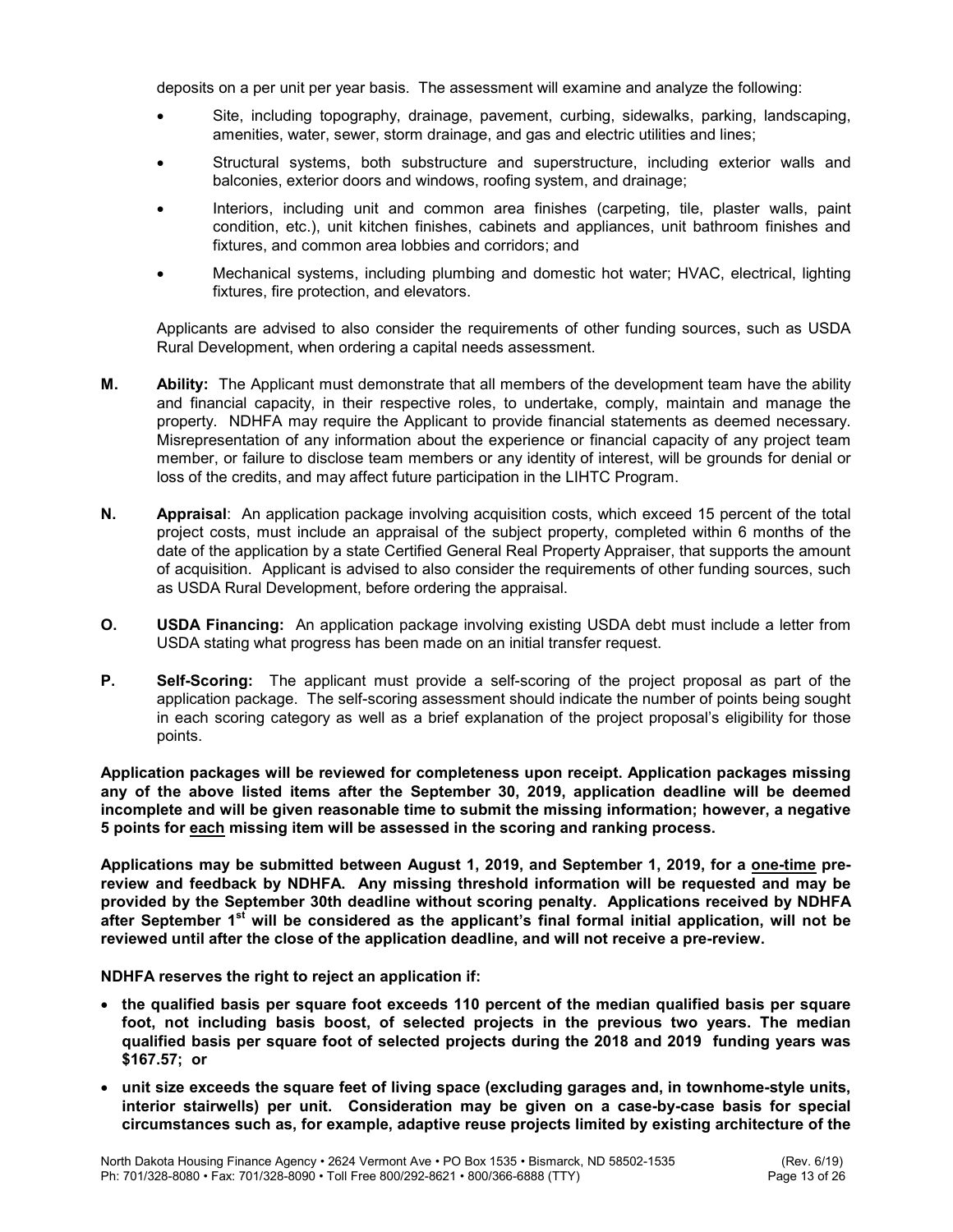deposits on a per unit per year basis. The assessment will examine and analyze the following:

- Site, including topography, drainage, pavement, curbing, sidewalks, parking, landscaping, amenities, water, sewer, storm drainage, and gas and electric utilities and lines;
- Structural systems, both substructure and superstructure, including exterior walls and balconies, exterior doors and windows, roofing system, and drainage;
- Interiors, including unit and common area finishes (carpeting, tile, plaster walls, paint condition, etc.), unit kitchen finishes, cabinets and appliances, unit bathroom finishes and fixtures, and common area lobbies and corridors; and
- Mechanical systems, including plumbing and domestic hot water; HVAC, electrical, lighting fixtures, fire protection, and elevators.

Applicants are advised to also consider the requirements of other funding sources, such as USDA Rural Development, when ordering a capital needs assessment.

**M. Ability:** The Applicant must demonstrate that all members of the development team have the ability and financial capacity, in their respective roles, to undertake, comply, maintain and manage the property. NDHFA may require the Applicant to provide financial statements as deemed necessary. Misrepresentation of any information about the experience or financial capacity of any project team member, or failure to disclose team members or any identity of interest, will be grounds for denial or loss of the credits, and may affect future participation in the LIHTC Program.

**N. Appraisal**: An application package involving acquisition costs, which exceed 15 percent of the total project costs, must include an appraisal of the subject property, completed within 6 months of the date of the application by a state Certified General Real Property Appraiser, that supports the amount of acquisition. Applicant is advised to also consider the requirements of other funding sources, such as USDA Rural Development, before ordering the appraisal.

**O. USDA Financing:** An application package involving existing USDA debt must include a letter from USDA stating what progress has been made on an initial transfer request.

**P. Self-Scoring:** The applicant must provide a self-scoring of the project proposal as part of the application package. The self-scoring assessment should indicate the number of points being sought in each scoring category as well as a brief explanation of the project proposal's eligibility for those points.

**Application packages will be reviewed for completeness upon receipt. Application packages missing any of the above listed items after the September 30, 2019, application deadline will be deemed incomplete and will be given reasonable time to submit the missing information; however, a negative 5 points for <u>each</u> missing item will be assessed in the scoring and ranking process.**

**Applications may be submitted between August 1, 2019, and September 1, 2019, for a <u>one-time</u> pre-review and feedback by NDHFA. Any missing threshold information will be requested and may be provided by the September 30th deadline without scoring penalty. Applications received by NDHFA after September 1st will be considered as the applicant's final formal initial application, will not be reviewed until after the close of the application deadline, and will not receive a pre-review.**

**NDHFA reserves the right to reject an application if:**

- **the qualified basis per square foot exceeds 110 percent of the median qualified basis per square foot, not including basis boost, of selected projects in the previous two years. The median qualified basis per square foot of selected projects during the 2018 and 2019 funding years was $167.57; or**
- **unit size exceeds the square feet of living space (excluding garages and, in townhome-style units, interior stairwells) per unit. Consideration may be given on a case-by-case basis for special circumstances such as, for example, adaptive reuse projects limited by existing architecture of the**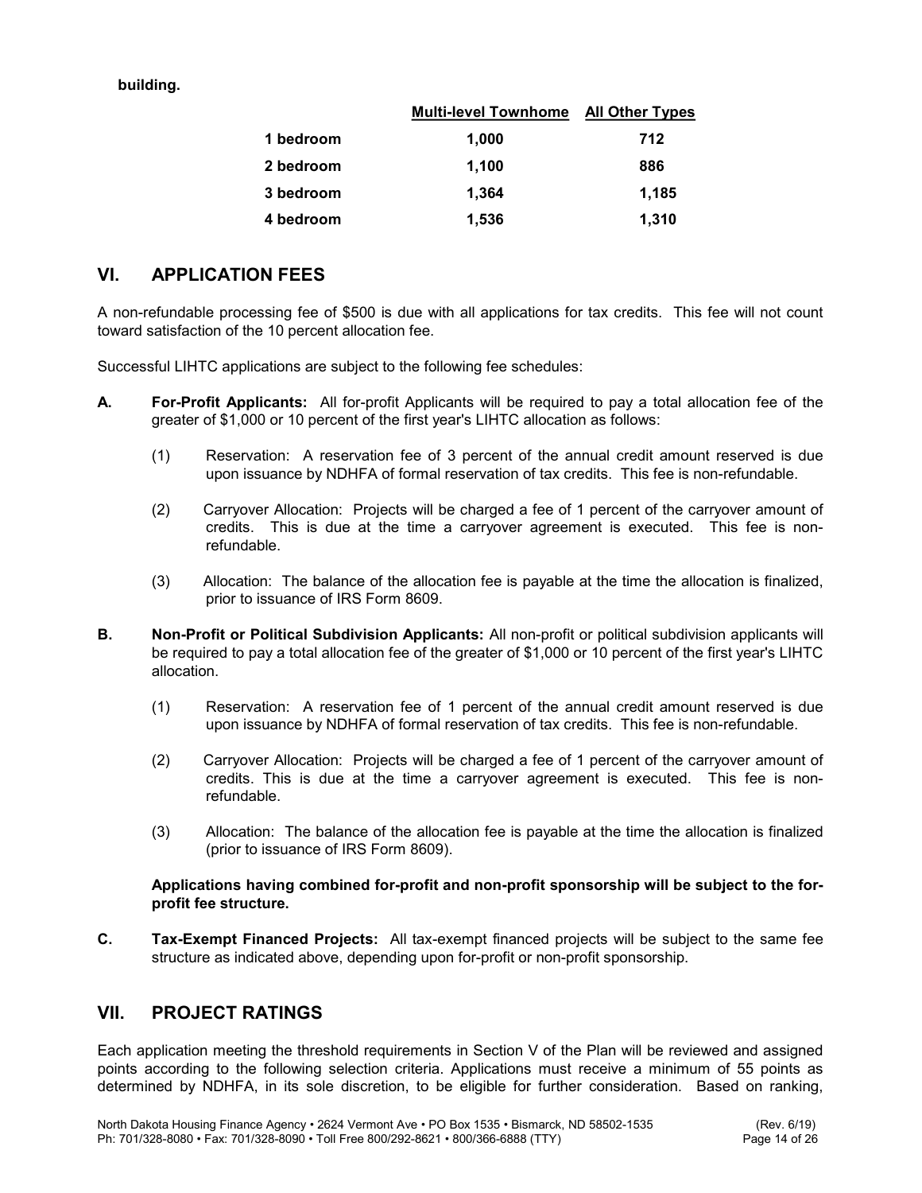**building.**

| | Multi-level Townhome | All Other Types |
|---|---|---|
| **1 bedroom** | **1,000** | **712** |
| **2 bedroom** | **1,100** | **886** |
| **3 bedroom** | **1,364** | **1,185** |
| **4 bedroom** | **1,536** | **1,310** |

## VI. APPLICATION FEES

A non-refundable processing fee of $500 is due with all applications for tax credits. This fee will not count toward satisfaction of the 10 percent allocation fee.

Successful LIHTC applications are subject to the following fee schedules:

**A. For-Profit Applicants:** All for-profit Applicants will be required to pay a total allocation fee of the greater of $1,000 or 10 percent of the first year's LIHTC allocation as follows:

(1) Reservation: A reservation fee of 3 percent of the annual credit amount reserved is due upon issuance by NDHFA of formal reservation of tax credits. This fee is non-refundable.

(2) Carryover Allocation: Projects will be charged a fee of 1 percent of the carryover amount of credits. This is due at the time a carryover agreement is executed. This fee is non-refundable.

(3) Allocation: The balance of the allocation fee is payable at the time the allocation is finalized, prior to issuance of IRS Form 8609.

**B. Non-Profit or Political Subdivision Applicants:** All non-profit or political subdivision applicants will be required to pay a total allocation fee of the greater of $1,000 or 10 percent of the first year's LIHTC allocation.

(1) Reservation: A reservation fee of 1 percent of the annual credit amount reserved is due upon issuance by NDHFA of formal reservation of tax credits. This fee is non-refundable.

(2) Carryover Allocation: Projects will be charged a fee of 1 percent of the carryover amount of credits. This is due at the time a carryover agreement is executed. This fee is non-refundable.

(3) Allocation: The balance of the allocation fee is payable at the time the allocation is finalized (prior to issuance of IRS Form 8609).

**Applications having combined for-profit and non-profit sponsorship will be subject to the for-profit fee structure.**

**C. Tax-Exempt Financed Projects:** All tax-exempt financed projects will be subject to the same fee structure as indicated above, depending upon for-profit or non-profit sponsorship.

## VII. PROJECT RATINGS

Each application meeting the threshold requirements in Section V of the Plan will be reviewed and assigned points according to the following selection criteria. Applications must receive a minimum of 55 points as determined by NDHFA, in its sole discretion, to be eligible for further consideration. Based on ranking,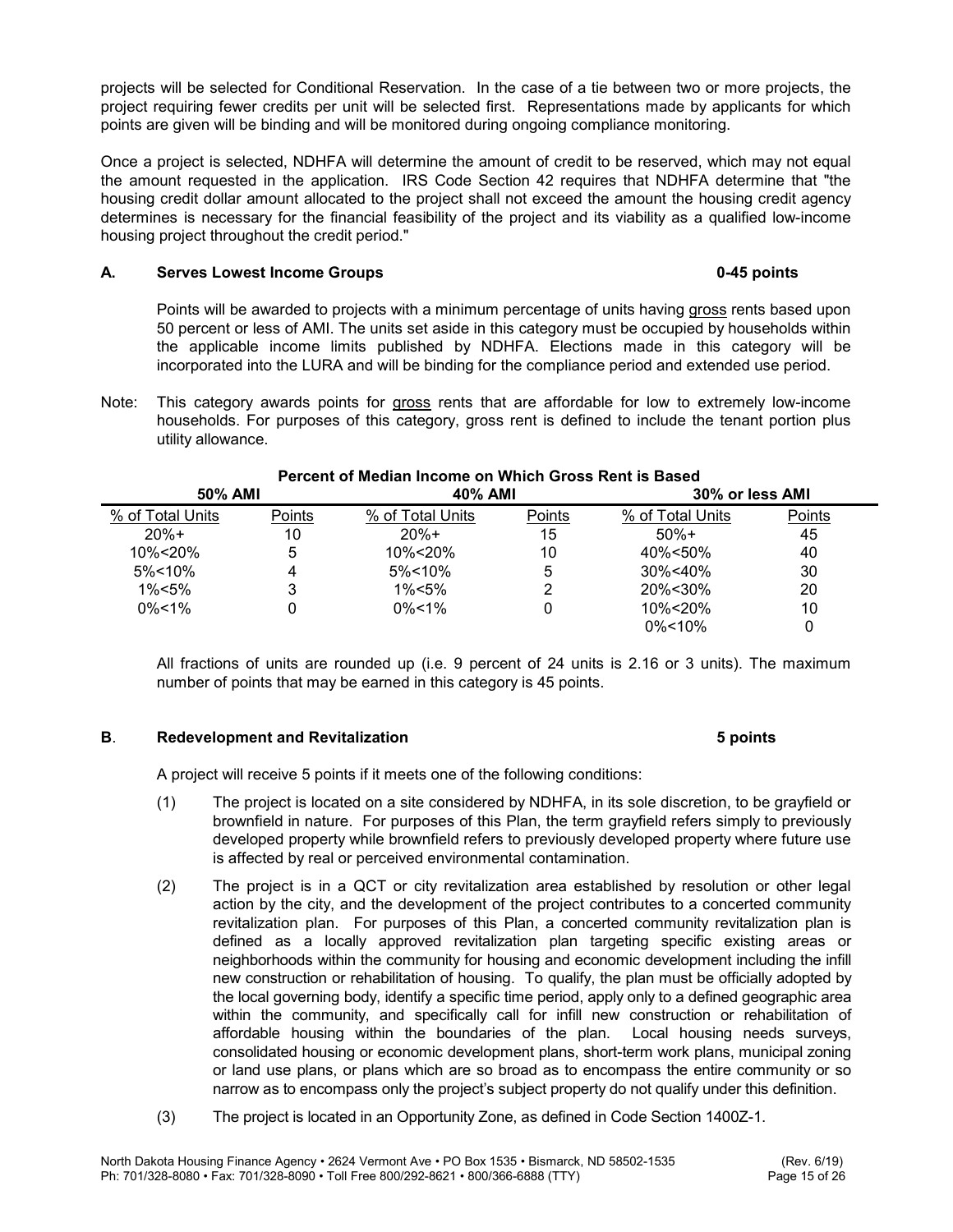projects will be selected for Conditional Reservation. In the case of a tie between two or more projects, the project requiring fewer credits per unit will be selected first. Representations made by applicants for which points are given will be binding and will be monitored during ongoing compliance monitoring.

Once a project is selected, NDHFA will determine the amount of credit to be reserved, which may not equal the amount requested in the application. IRS Code Section 42 requires that NDHFA determine that "the housing credit dollar amount allocated to the project shall not exceed the amount the housing credit agency determines is necessary for the financial feasibility of the project and its viability as a qualified low-income housing project throughout the credit period."

### A. Serves Lowest Income Groups — 0-45 points

Points will be awarded to projects with a minimum percentage of units having gross rents based upon 50 percent or less of AMI. The units set aside in this category must be occupied by households within the applicable income limits published by NDHFA. Elections made in this category will be incorporated into the LURA and will be binding for the compliance period and extended use period.

Note: This category awards points for gross rents that are affordable for low to extremely low-income households. For purposes of this category, gross rent is defined to include the tenant portion plus utility allowance.

**Percent of Median Income on Which Gross Rent is Based**

| 50% AMI | | 40% AMI | | 30% or less AMI | |
|---|---|---|---|---|---|
| % of Total Units | Points | % of Total Units | Points | % of Total Units | Points |
| 20%+ | 10 | 20%+ | 15 | 50%+ | 45 |
| 10%<20% | 5 | 10%<20% | 10 | 40%<50% | 40 |
| 5%<10% | 4 | 5%<10% | 5 | 30%<40% | 30 |
| 1%<5% | 3 | 1%<5% | 2 | 20%<30% | 20 |
| 0%<1% | 0 | 0%<1% | 0 | 10%<20% | 10 |
| | | | | 0%<10% | 0 |

All fractions of units are rounded up (i.e. 9 percent of 24 units is 2.16 or 3 units). The maximum number of points that may be earned in this category is 45 points.

### B. Redevelopment and Revitalization — 5 points

A project will receive 5 points if it meets one of the following conditions:

(1) The project is located on a site considered by NDHFA, in its sole discretion, to be grayfield or brownfield in nature. For purposes of this Plan, the term grayfield refers simply to previously developed property while brownfield refers to previously developed property where future use is affected by real or perceived environmental contamination.

(2) The project is in a QCT or city revitalization area established by resolution or other legal action by the city, and the development of the project contributes to a concerted community revitalization plan. For purposes of this Plan, a concerted community revitalization plan is defined as a locally approved revitalization plan targeting specific existing areas or neighborhoods within the community for housing and economic development including the infill new construction or rehabilitation of housing. To qualify, the plan must be officially adopted by the local governing body, identify a specific time period, apply only to a defined geographic area within the community, and specifically call for infill new construction or rehabilitation of affordable housing within the boundaries of the plan. Local housing needs surveys, consolidated housing or economic development plans, short-term work plans, municipal zoning or land use plans, or plans which are so broad as to encompass the entire community or so narrow as to encompass only the project's subject property do not qualify under this definition.

(3) The project is located in an Opportunity Zone, as defined in Code Section 1400Z-1.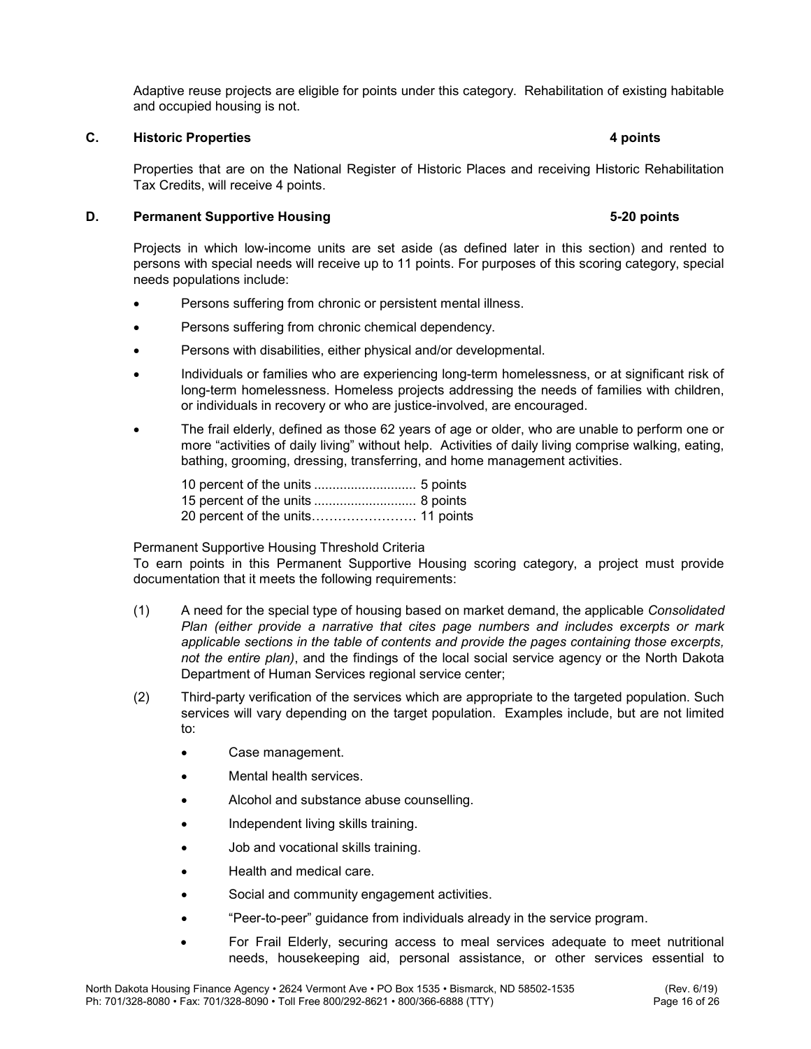Adaptive reuse projects are eligible for points under this category. Rehabilitation of existing habitable and occupied housing is not.

### C. Historic Properties — 4 points

Properties that are on the National Register of Historic Places and receiving Historic Rehabilitation Tax Credits, will receive 4 points.

### D. Permanent Supportive Housing — 5-20 points

Projects in which low-income units are set aside (as defined later in this section) and rented to persons with special needs will receive up to 11 points. For purposes of this scoring category, special needs populations include:

- Persons suffering from chronic or persistent mental illness.
- Persons suffering from chronic chemical dependency.
- Persons with disabilities, either physical and/or developmental.
- Individuals or families who are experiencing long-term homelessness, or at significant risk of long-term homelessness. Homeless projects addressing the needs of families with children, or individuals in recovery or who are justice-involved, are encouraged.
- The frail elderly, defined as those 62 years of age or older, who are unable to perform one or more "activities of daily living" without help. Activities of daily living comprise walking, eating, bathing, grooming, dressing, transferring, and home management activities.

  10 percent of the units ........................... 5 points
  15 percent of the units ........................... 8 points
  20 percent of the units…………………… 11 points

Permanent Supportive Housing Threshold Criteria
To earn points in this Permanent Supportive Housing scoring category, a project must provide documentation that it meets the following requirements:

(1) A need for the special type of housing based on market demand, the applicable *Consolidated Plan (either provide a narrative that cites page numbers and includes excerpts or mark applicable sections in the table of contents and provide the pages containing those excerpts, not the entire plan)*, and the findings of the local social service agency or the North Dakota Department of Human Services regional service center;

(2) Third-party verification of the services which are appropriate to the targeted population. Such services will vary depending on the target population. Examples include, but are not limited to:

- Case management.
- Mental health services.
- Alcohol and substance abuse counselling.
- Independent living skills training.
- Job and vocational skills training.
- Health and medical care.
- Social and community engagement activities.
- "Peer-to-peer" guidance from individuals already in the service program.
- For Frail Elderly, securing access to meal services adequate to meet nutritional needs, housekeeping aid, personal assistance, or other services essential to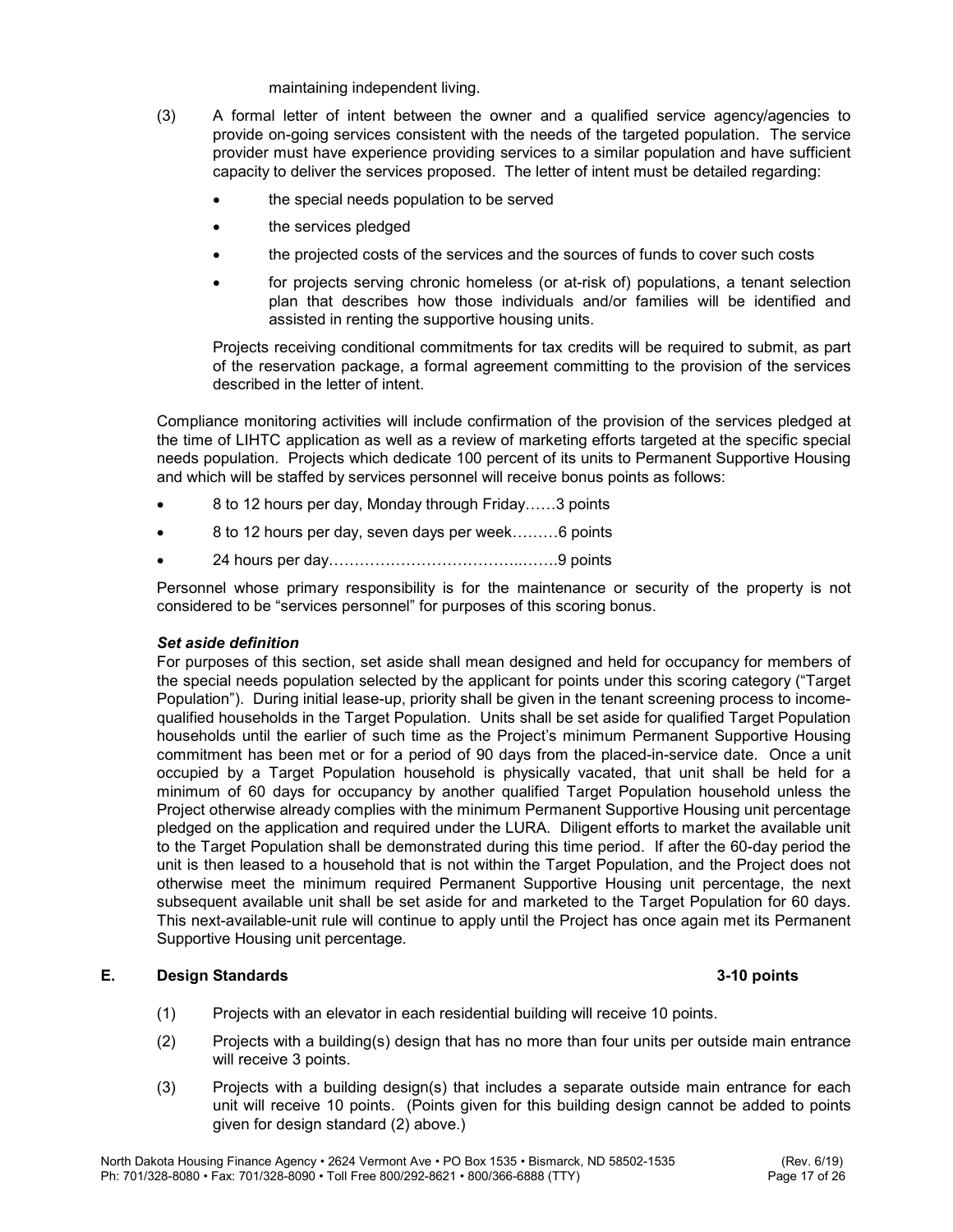maintaining independent living.

(3) A formal letter of intent between the owner and a qualified service agency/agencies to provide on-going services consistent with the needs of the targeted population. The service provider must have experience providing services to a similar population and have sufficient capacity to deliver the services proposed. The letter of intent must be detailed regarding:

- the special needs population to be served
- the services pledged
- the projected costs of the services and the sources of funds to cover such costs
- for projects serving chronic homeless (or at-risk of) populations, a tenant selection plan that describes how those individuals and/or families will be identified and assisted in renting the supportive housing units.

Projects receiving conditional commitments for tax credits will be required to submit, as part of the reservation package, a formal agreement committing to the provision of the services described in the letter of intent.

Compliance monitoring activities will include confirmation of the provision of the services pledged at the time of LIHTC application as well as a review of marketing efforts targeted at the specific special needs population. Projects which dedicate 100 percent of its units to Permanent Supportive Housing and which will be staffed by services personnel will receive bonus points as follows:

- 8 to 12 hours per day, Monday through Friday……3 points
- 8 to 12 hours per day, seven days per week………6 points
- 24 hours per day……………………………….…….9 points

Personnel whose primary responsibility is for the maintenance or security of the property is not considered to be "services personnel" for purposes of this scoring bonus.

***Set aside definition***

For purposes of this section, set aside shall mean designed and held for occupancy for members of the special needs population selected by the applicant for points under this scoring category ("Target Population"). During initial lease-up, priority shall be given in the tenant screening process to income-qualified households in the Target Population. Units shall be set aside for qualified Target Population households until the earlier of such time as the Project's minimum Permanent Supportive Housing commitment has been met or for a period of 90 days from the placed-in-service date. Once a unit occupied by a Target Population household is physically vacated, that unit shall be held for a minimum of 60 days for occupancy by another qualified Target Population household unless the Project otherwise already complies with the minimum Permanent Supportive Housing unit percentage pledged on the application and required under the LURA. Diligent efforts to market the available unit to the Target Population shall be demonstrated during this time period. If after the 60-day period the unit is then leased to a household that is not within the Target Population, and the Project does not otherwise meet the minimum required Permanent Supportive Housing unit percentage, the next subsequent available unit shall be set aside for and marketed to the Target Population for 60 days. This next-available-unit rule will continue to apply until the Project has once again met its Permanent Supportive Housing unit percentage.

## E. Design Standards — 3-10 points

(1) Projects with an elevator in each residential building will receive 10 points.

(2) Projects with a building(s) design that has no more than four units per outside main entrance will receive 3 points.

(3) Projects with a building design(s) that includes a separate outside main entrance for each unit will receive 10 points. (Points given for this building design cannot be added to points given for design standard (2) above.)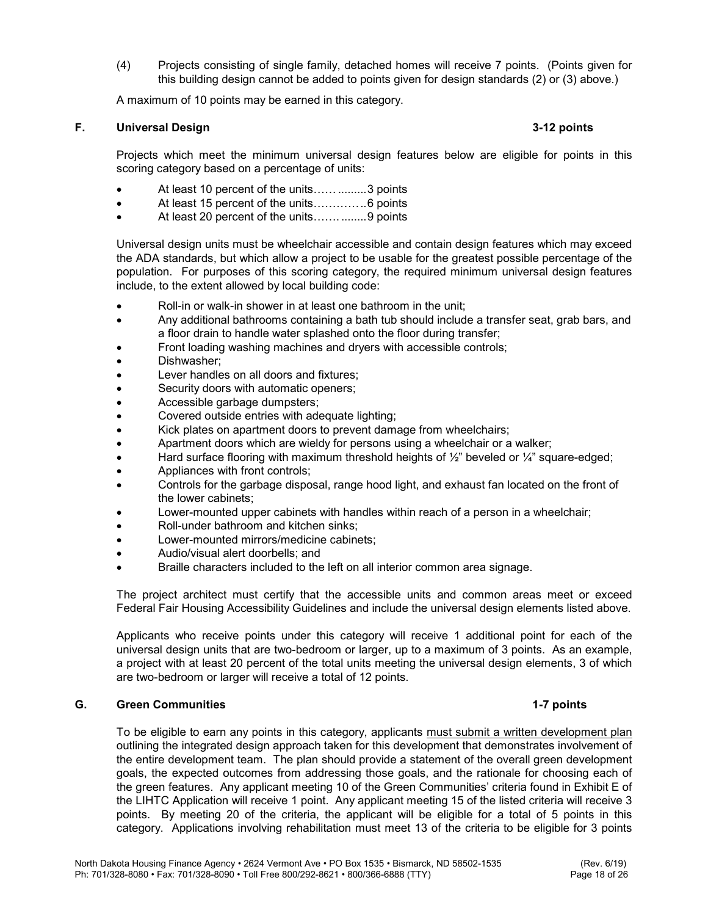(4) Projects consisting of single family, detached homes will receive 7 points. (Points given for this building design cannot be added to points given for design standards (2) or (3) above.)

A maximum of 10 points may be earned in this category.

**F. Universal Design** **3-12 points**

Projects which meet the minimum universal design features below are eligible for points in this scoring category based on a percentage of units:

- At least 10 percent of the units…… .........3 points
- At least 15 percent of the units…………..6 points
- At least 20 percent of the units……. ........9 points

Universal design units must be wheelchair accessible and contain design features which may exceed the ADA standards, but which allow a project to be usable for the greatest possible percentage of the population. For purposes of this scoring category, the required minimum universal design features include, to the extent allowed by local building code:

- Roll-in or walk-in shower in at least one bathroom in the unit;
- Any additional bathrooms containing a bath tub should include a transfer seat, grab bars, and a floor drain to handle water splashed onto the floor during transfer;
- Front loading washing machines and dryers with accessible controls;
- Dishwasher;
- Lever handles on all doors and fixtures;
- Security doors with automatic openers;
- Accessible garbage dumpsters;
- Covered outside entries with adequate lighting;
- Kick plates on apartment doors to prevent damage from wheelchairs;
- Apartment doors which are wieldy for persons using a wheelchair or a walker;
- Hard surface flooring with maximum threshold heights of ½" beveled or ¼" square-edged;
- Appliances with front controls;
- Controls for the garbage disposal, range hood light, and exhaust fan located on the front of the lower cabinets;
- Lower-mounted upper cabinets with handles within reach of a person in a wheelchair;
- Roll-under bathroom and kitchen sinks;
- Lower-mounted mirrors/medicine cabinets;
- Audio/visual alert doorbells; and
- Braille characters included to the left on all interior common area signage.

The project architect must certify that the accessible units and common areas meet or exceed Federal Fair Housing Accessibility Guidelines and include the universal design elements listed above.

Applicants who receive points under this category will receive 1 additional point for each of the universal design units that are two-bedroom or larger, up to a maximum of 3 points. As an example, a project with at least 20 percent of the total units meeting the universal design elements, 3 of which are two-bedroom or larger will receive a total of 12 points.

**G. Green Communities** **1-7 points**

To be eligible to earn any points in this category, applicants <u>must submit a written development plan</u> outlining the integrated design approach taken for this development that demonstrates involvement of the entire development team. The plan should provide a statement of the overall green development goals, the expected outcomes from addressing those goals, and the rationale for choosing each of the green features. Any applicant meeting 10 of the Green Communities' criteria found in Exhibit E of the LIHTC Application will receive 1 point. Any applicant meeting 15 of the listed criteria will receive 3 points. By meeting 20 of the criteria, the applicant will be eligible for a total of 5 points in this category. Applications involving rehabilitation must meet 13 of the criteria to be eligible for 3 points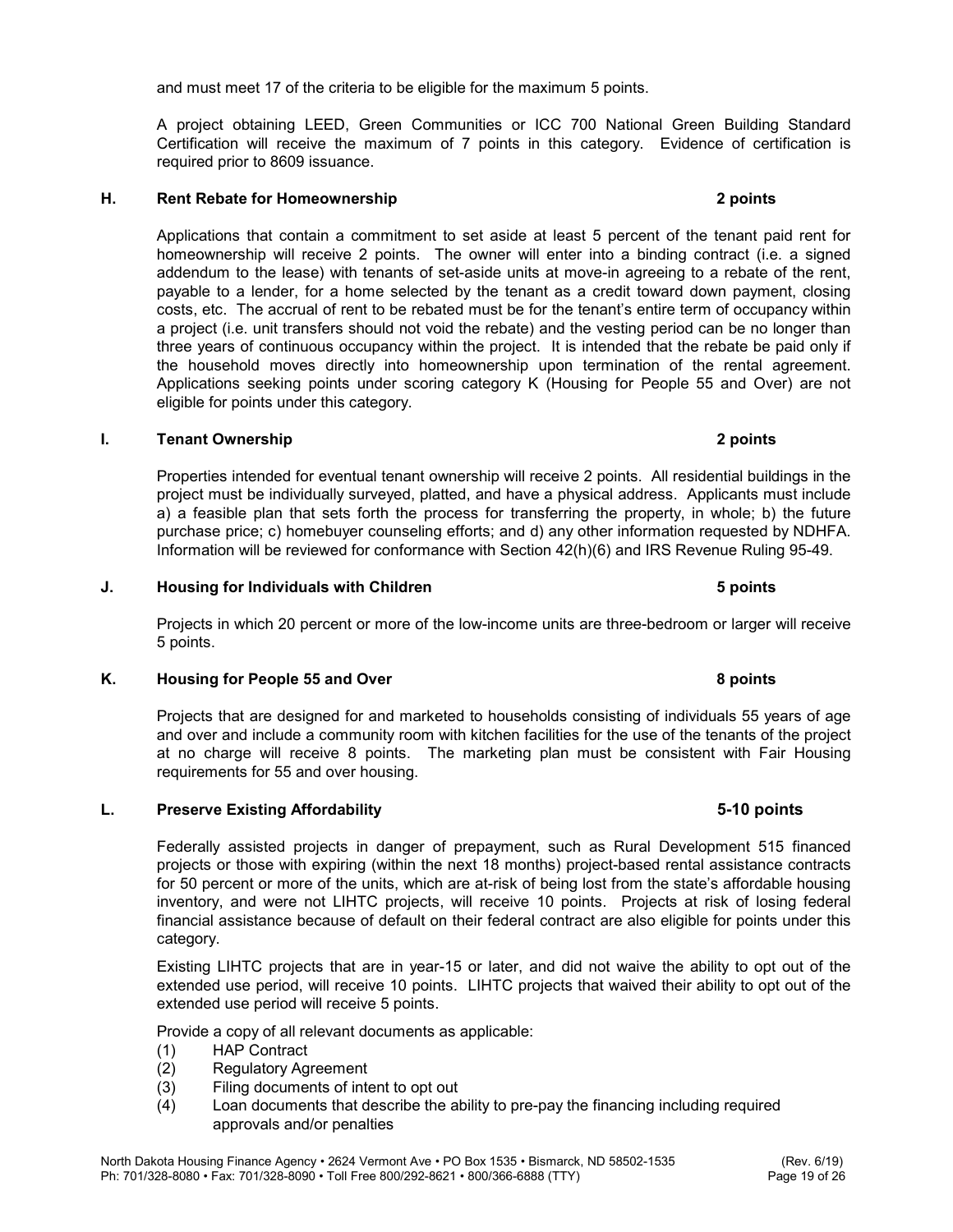and must meet 17 of the criteria to be eligible for the maximum 5 points.

A project obtaining LEED, Green Communities or ICC 700 National Green Building Standard Certification will receive the maximum of 7 points in this category. Evidence of certification is required prior to 8609 issuance.

### H. Rent Rebate for Homeownership — 2 points

Applications that contain a commitment to set aside at least 5 percent of the tenant paid rent for homeownership will receive 2 points. The owner will enter into a binding contract (i.e. a signed addendum to the lease) with tenants of set-aside units at move-in agreeing to a rebate of the rent, payable to a lender, for a home selected by the tenant as a credit toward down payment, closing costs, etc. The accrual of rent to be rebated must be for the tenant's entire term of occupancy within a project (i.e. unit transfers should not void the rebate) and the vesting period can be no longer than three years of continuous occupancy within the project. It is intended that the rebate be paid only if the household moves directly into homeownership upon termination of the rental agreement. Applications seeking points under scoring category K (Housing for People 55 and Over) are not eligible for points under this category.

### I. Tenant Ownership — 2 points

Properties intended for eventual tenant ownership will receive 2 points. All residential buildings in the project must be individually surveyed, platted, and have a physical address. Applicants must include a) a feasible plan that sets forth the process for transferring the property, in whole; b) the future purchase price; c) homebuyer counseling efforts; and d) any other information requested by NDHFA. Information will be reviewed for conformance with Section 42(h)(6) and IRS Revenue Ruling 95-49.

### J. Housing for Individuals with Children — 5 points

Projects in which 20 percent or more of the low-income units are three-bedroom or larger will receive 5 points.

### K. Housing for People 55 and Over — 8 points

Projects that are designed for and marketed to households consisting of individuals 55 years of age and over and include a community room with kitchen facilities for the use of the tenants of the project at no charge will receive 8 points. The marketing plan must be consistent with Fair Housing requirements for 55 and over housing.

### L. Preserve Existing Affordability — 5-10 points

Federally assisted projects in danger of prepayment, such as Rural Development 515 financed projects or those with expiring (within the next 18 months) project-based rental assistance contracts for 50 percent or more of the units, which are at-risk of being lost from the state's affordable housing inventory, and were not LIHTC projects, will receive 10 points. Projects at risk of losing federal financial assistance because of default on their federal contract are also eligible for points under this category.

Existing LIHTC projects that are in year-15 or later, and did not waive the ability to opt out of the extended use period, will receive 10 points. LIHTC projects that waived their ability to opt out of the extended use period will receive 5 points.

Provide a copy of all relevant documents as applicable:

(1) HAP Contract
(2) Regulatory Agreement
(3) Filing documents of intent to opt out
(4) Loan documents that describe the ability to pre-pay the financing including required approvals and/or penalties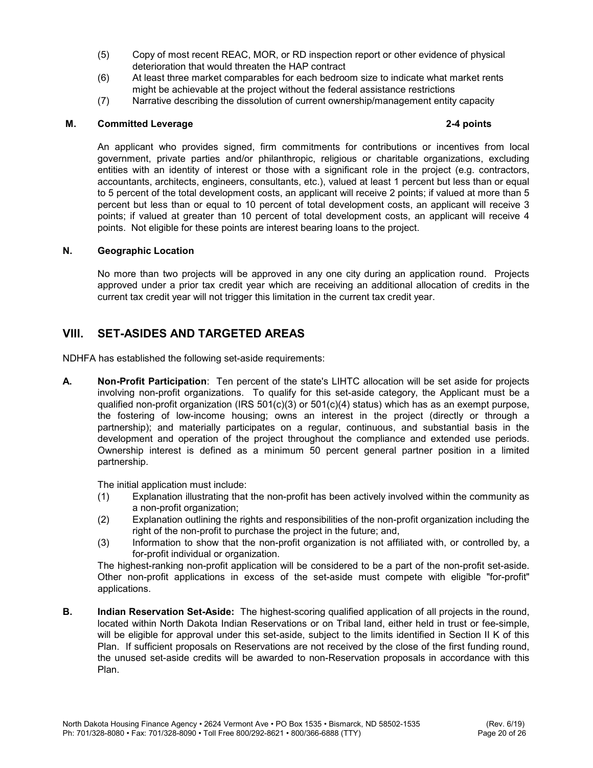(5) Copy of most recent REAC, MOR, or RD inspection report or other evidence of physical deterioration that would threaten the HAP contract

(6) At least three market comparables for each bedroom size to indicate what market rents might be achievable at the project without the federal assistance restrictions

(7) Narrative describing the dissolution of current ownership/management entity capacity

### M. Committed Leverage — 2-4 points

An applicant who provides signed, firm commitments for contributions or incentives from local government, private parties and/or philanthropic, religious or charitable organizations, excluding entities with an identity of interest or those with a significant role in the project (e.g. contractors, accountants, architects, engineers, consultants, etc.), valued at least 1 percent but less than or equal to 5 percent of the total development costs, an applicant will receive 2 points; if valued at more than 5 percent but less than or equal to 10 percent of total development costs, an applicant will receive 3 points; if valued at greater than 10 percent of total development costs, an applicant will receive 4 points. Not eligible for these points are interest bearing loans to the project.

### N. Geographic Location

No more than two projects will be approved in any one city during an application round. Projects approved under a prior tax credit year which are receiving an additional allocation of credits in the current tax credit year will not trigger this limitation in the current tax credit year.

## VIII. SET-ASIDES AND TARGETED AREAS

NDHFA has established the following set-aside requirements:

**A. Non-Profit Participation**: Ten percent of the state's LIHTC allocation will be set aside for projects involving non-profit organizations. To qualify for this set-aside category, the Applicant must be a qualified non-profit organization (IRS 501(c)(3) or 501(c)(4) status) which has as an exempt purpose, the fostering of low-income housing; owns an interest in the project (directly or through a partnership); and materially participates on a regular, continuous, and substantial basis in the development and operation of the project throughout the compliance and extended use periods. Ownership interest is defined as a minimum 50 percent general partner position in a limited partnership.

The initial application must include:

(1) Explanation illustrating that the non-profit has been actively involved within the community as a non-profit organization;

(2) Explanation outlining the rights and responsibilities of the non-profit organization including the right of the non-profit to purchase the project in the future; and,

(3) Information to show that the non-profit organization is not affiliated with, or controlled by, a for-profit individual or organization.

The highest-ranking non-profit application will be considered to be a part of the non-profit set-aside. Other non-profit applications in excess of the set-aside must compete with eligible "for-profit" applications.

**B. Indian Reservation Set-Aside:** The highest-scoring qualified application of all projects in the round, located within North Dakota Indian Reservations or on Tribal land, either held in trust or fee-simple, will be eligible for approval under this set-aside, subject to the limits identified in Section II K of this Plan. If sufficient proposals on Reservations are not received by the close of the first funding round, the unused set-aside credits will be awarded to non-Reservation proposals in accordance with this Plan.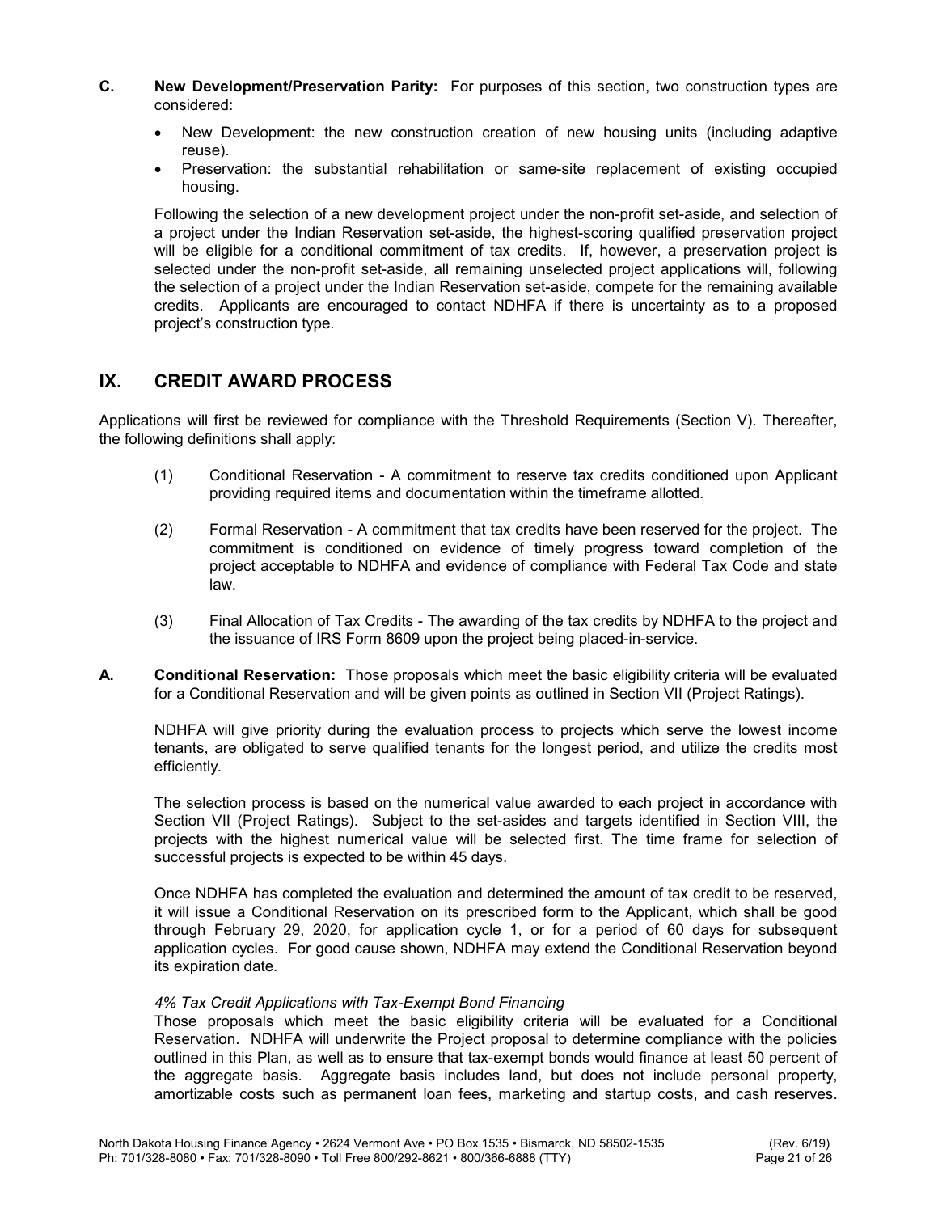**C. New Development/Preservation Parity:** For purposes of this section, two construction types are considered:

- New Development: the new construction creation of new housing units (including adaptive reuse).
- Preservation: the substantial rehabilitation or same-site replacement of existing occupied housing.

Following the selection of a new development project under the non-profit set-aside, and selection of a project under the Indian Reservation set-aside, the highest-scoring qualified preservation project will be eligible for a conditional commitment of tax credits. If, however, a preservation project is selected under the non-profit set-aside, all remaining unselected project applications will, following the selection of a project under the Indian Reservation set-aside, compete for the remaining available credits. Applicants are encouraged to contact NDHFA if there is uncertainty as to a proposed project's construction type.

## IX. CREDIT AWARD PROCESS

Applications will first be reviewed for compliance with the Threshold Requirements (Section V). Thereafter, the following definitions shall apply:

(1) Conditional Reservation - A commitment to reserve tax credits conditioned upon Applicant providing required items and documentation within the timeframe allotted.

(2) Formal Reservation - A commitment that tax credits have been reserved for the project. The commitment is conditioned on evidence of timely progress toward completion of the project acceptable to NDHFA and evidence of compliance with Federal Tax Code and state law.

(3) Final Allocation of Tax Credits - The awarding of the tax credits by NDHFA to the project and the issuance of IRS Form 8609 upon the project being placed-in-service.

**A. Conditional Reservation:** Those proposals which meet the basic eligibility criteria will be evaluated for a Conditional Reservation and will be given points as outlined in Section VII (Project Ratings).

NDHFA will give priority during the evaluation process to projects which serve the lowest income tenants, are obligated to serve qualified tenants for the longest period, and utilize the credits most efficiently.

The selection process is based on the numerical value awarded to each project in accordance with Section VII (Project Ratings). Subject to the set-asides and targets identified in Section VIII, the projects with the highest numerical value will be selected first. The time frame for selection of successful projects is expected to be within 45 days.

Once NDHFA has completed the evaluation and determined the amount of tax credit to be reserved, it will issue a Conditional Reservation on its prescribed form to the Applicant, which shall be good through February 29, 2020, for application cycle 1, or for a period of 60 days for subsequent application cycles. For good cause shown, NDHFA may extend the Conditional Reservation beyond its expiration date.

*4% Tax Credit Applications with Tax-Exempt Bond Financing*
Those proposals which meet the basic eligibility criteria will be evaluated for a Conditional Reservation. NDHFA will underwrite the Project proposal to determine compliance with the policies outlined in this Plan, as well as to ensure that tax-exempt bonds would finance at least 50 percent of the aggregate basis. Aggregate basis includes land, but does not include personal property, amortizable costs such as permanent loan fees, marketing and startup costs, and cash reserves.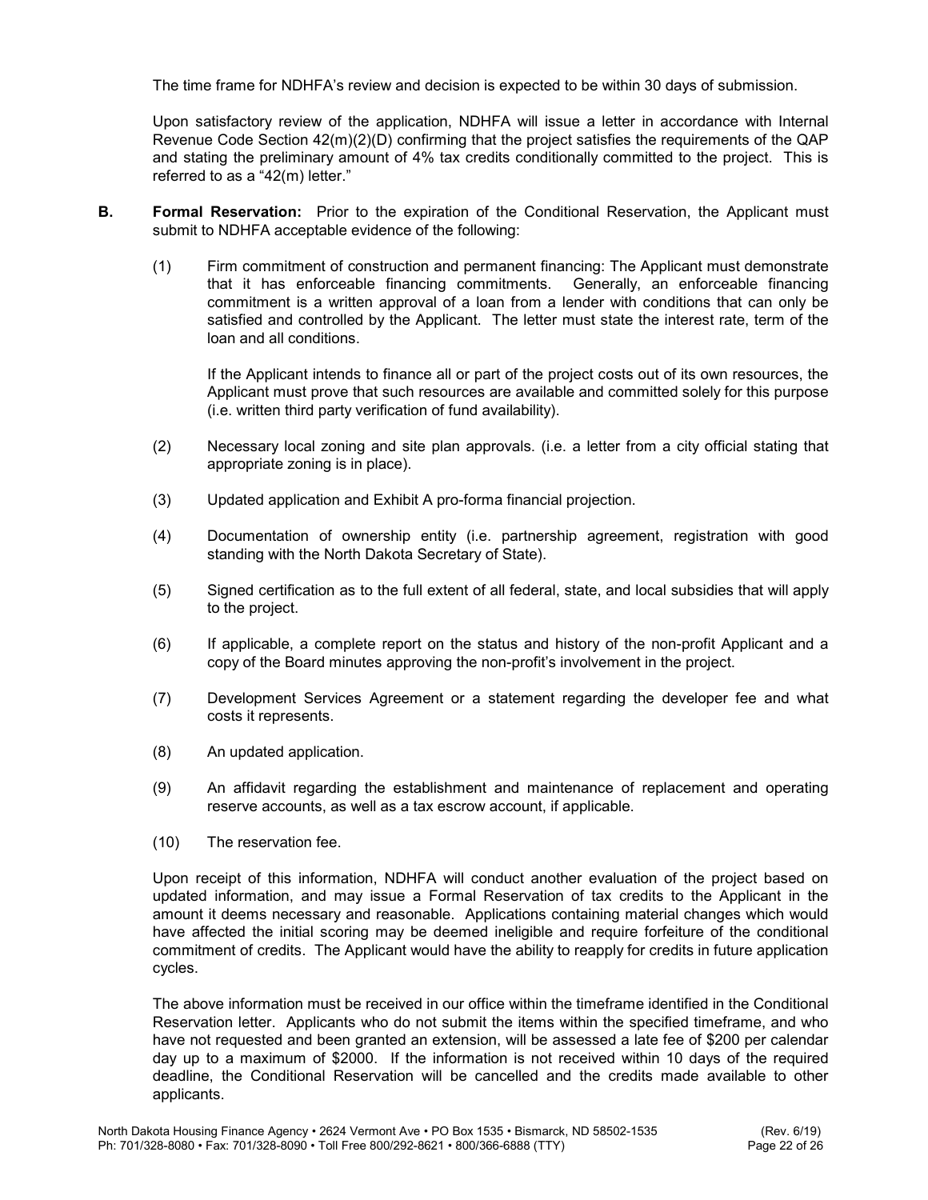The time frame for NDHFA's review and decision is expected to be within 30 days of submission.

Upon satisfactory review of the application, NDHFA will issue a letter in accordance with Internal Revenue Code Section 42(m)(2)(D) confirming that the project satisfies the requirements of the QAP and stating the preliminary amount of 4% tax credits conditionally committed to the project. This is referred to as a "42(m) letter."

**B. Formal Reservation:** Prior to the expiration of the Conditional Reservation, the Applicant must submit to NDHFA acceptable evidence of the following:

(1) Firm commitment of construction and permanent financing: The Applicant must demonstrate that it has enforceable financing commitments. Generally, an enforceable financing commitment is a written approval of a loan from a lender with conditions that can only be satisfied and controlled by the Applicant. The letter must state the interest rate, term of the loan and all conditions.

If the Applicant intends to finance all or part of the project costs out of its own resources, the Applicant must prove that such resources are available and committed solely for this purpose (i.e. written third party verification of fund availability).

(2) Necessary local zoning and site plan approvals. (i.e. a letter from a city official stating that appropriate zoning is in place).

(3) Updated application and Exhibit A pro-forma financial projection.

(4) Documentation of ownership entity (i.e. partnership agreement, registration with good standing with the North Dakota Secretary of State).

(5) Signed certification as to the full extent of all federal, state, and local subsidies that will apply to the project.

(6) If applicable, a complete report on the status and history of the non-profit Applicant and a copy of the Board minutes approving the non-profit's involvement in the project.

(7) Development Services Agreement or a statement regarding the developer fee and what costs it represents.

(8) An updated application.

(9) An affidavit regarding the establishment and maintenance of replacement and operating reserve accounts, as well as a tax escrow account, if applicable.

(10) The reservation fee.

Upon receipt of this information, NDHFA will conduct another evaluation of the project based on updated information, and may issue a Formal Reservation of tax credits to the Applicant in the amount it deems necessary and reasonable. Applications containing material changes which would have affected the initial scoring may be deemed ineligible and require forfeiture of the conditional commitment of credits. The Applicant would have the ability to reapply for credits in future application cycles.

The above information must be received in our office within the timeframe identified in the Conditional Reservation letter. Applicants who do not submit the items within the specified timeframe, and who have not requested and been granted an extension, will be assessed a late fee of $200 per calendar day up to a maximum of $2000. If the information is not received within 10 days of the required deadline, the Conditional Reservation will be cancelled and the credits made available to other applicants.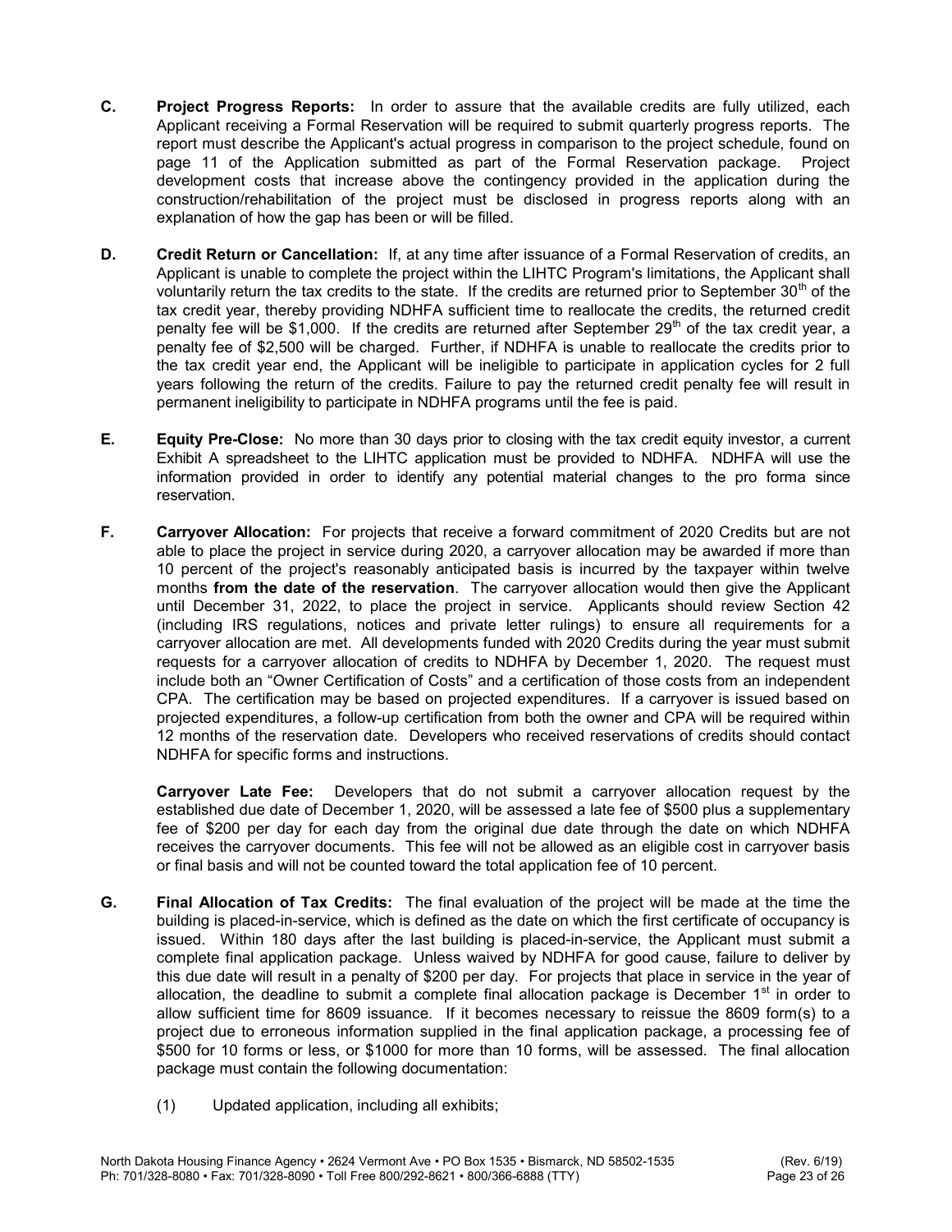**C. Project Progress Reports:** In order to assure that the available credits are fully utilized, each Applicant receiving a Formal Reservation will be required to submit quarterly progress reports. The report must describe the Applicant's actual progress in comparison to the project schedule, found on page 11 of the Application submitted as part of the Formal Reservation package. Project development costs that increase above the contingency provided in the application during the construction/rehabilitation of the project must be disclosed in progress reports along with an explanation of how the gap has been or will be filled.

**D. Credit Return or Cancellation:** If, at any time after issuance of a Formal Reservation of credits, an Applicant is unable to complete the project within the LIHTC Program's limitations, the Applicant shall voluntarily return the tax credits to the state. If the credits are returned prior to September 30th of the tax credit year, thereby providing NDHFA sufficient time to reallocate the credits, the returned credit penalty fee will be $1,000. If the credits are returned after September 29th of the tax credit year, a penalty fee of $2,500 will be charged. Further, if NDHFA is unable to reallocate the credits prior to the tax credit year end, the Applicant will be ineligible to participate in application cycles for 2 full years following the return of the credits. Failure to pay the returned credit penalty fee will result in permanent ineligibility to participate in NDHFA programs until the fee is paid.

**E. Equity Pre-Close:** No more than 30 days prior to closing with the tax credit equity investor, a current Exhibit A spreadsheet to the LIHTC application must be provided to NDHFA. NDHFA will use the information provided in order to identify any potential material changes to the pro forma since reservation.

**F. Carryover Allocation:** For projects that receive a forward commitment of 2020 Credits but are not able to place the project in service during 2020, a carryover allocation may be awarded if more than 10 percent of the project's reasonably anticipated basis is incurred by the taxpayer within twelve months **from the date of the reservation**. The carryover allocation would then give the Applicant until December 31, 2022, to place the project in service. Applicants should review Section 42 (including IRS regulations, notices and private letter rulings) to ensure all requirements for a carryover allocation are met. All developments funded with 2020 Credits during the year must submit requests for a carryover allocation of credits to NDHFA by December 1, 2020. The request must include both an "Owner Certification of Costs" and a certification of those costs from an independent CPA. The certification may be based on projected expenditures. If a carryover is issued based on projected expenditures, a follow-up certification from both the owner and CPA will be required within 12 months of the reservation date. Developers who received reservations of credits should contact NDHFA for specific forms and instructions.

**Carryover Late Fee:** Developers that do not submit a carryover allocation request by the established due date of December 1, 2020, will be assessed a late fee of $500 plus a supplementary fee of $200 per day for each day from the original due date through the date on which NDHFA receives the carryover documents. This fee will not be allowed as an eligible cost in carryover basis or final basis and will not be counted toward the total application fee of 10 percent.

**G. Final Allocation of Tax Credits:** The final evaluation of the project will be made at the time the building is placed-in-service, which is defined as the date on which the first certificate of occupancy is issued. Within 180 days after the last building is placed-in-service, the Applicant must submit a complete final application package. Unless waived by NDHFA for good cause, failure to deliver by this due date will result in a penalty of $200 per day. For projects that place in service in the year of allocation, the deadline to submit a complete final allocation package is December 1st in order to allow sufficient time for 8609 issuance. If it becomes necessary to reissue the 8609 form(s) to a project due to erroneous information supplied in the final application package, a processing fee of $500 for 10 forms or less, or $1000 for more than 10 forms, will be assessed. The final allocation package must contain the following documentation:

(1) Updated application, including all exhibits;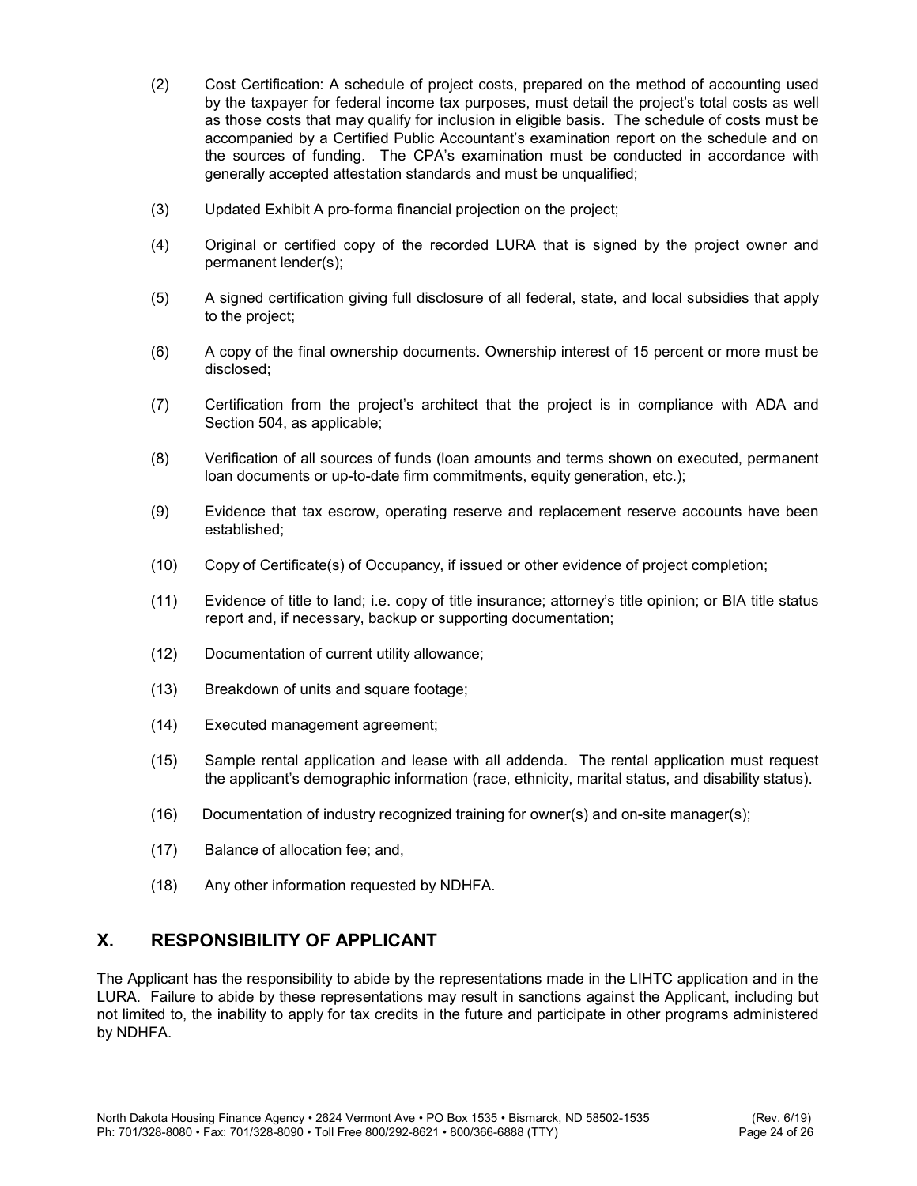(2) Cost Certification: A schedule of project costs, prepared on the method of accounting used by the taxpayer for federal income tax purposes, must detail the project's total costs as well as those costs that may qualify for inclusion in eligible basis. The schedule of costs must be accompanied by a Certified Public Accountant's examination report on the schedule and on the sources of funding. The CPA's examination must be conducted in accordance with generally accepted attestation standards and must be unqualified;

(3) Updated Exhibit A pro-forma financial projection on the project;

(4) Original or certified copy of the recorded LURA that is signed by the project owner and permanent lender(s);

(5) A signed certification giving full disclosure of all federal, state, and local subsidies that apply to the project;

(6) A copy of the final ownership documents. Ownership interest of 15 percent or more must be disclosed;

(7) Certification from the project's architect that the project is in compliance with ADA and Section 504, as applicable;

(8) Verification of all sources of funds (loan amounts and terms shown on executed, permanent loan documents or up-to-date firm commitments, equity generation, etc.);

(9) Evidence that tax escrow, operating reserve and replacement reserve accounts have been established;

(10) Copy of Certificate(s) of Occupancy, if issued or other evidence of project completion;

(11) Evidence of title to land; i.e. copy of title insurance; attorney's title opinion; or BIA title status report and, if necessary, backup or supporting documentation;

(12) Documentation of current utility allowance;

(13) Breakdown of units and square footage;

(14) Executed management agreement;

(15) Sample rental application and lease with all addenda. The rental application must request the applicant's demographic information (race, ethnicity, marital status, and disability status).

(16) Documentation of industry recognized training for owner(s) and on-site manager(s);

(17) Balance of allocation fee; and,

(18) Any other information requested by NDHFA.

## X. RESPONSIBILITY OF APPLICANT

The Applicant has the responsibility to abide by the representations made in the LIHTC application and in the LURA. Failure to abide by these representations may result in sanctions against the Applicant, including but not limited to, the inability to apply for tax credits in the future and participate in other programs administered by NDHFA.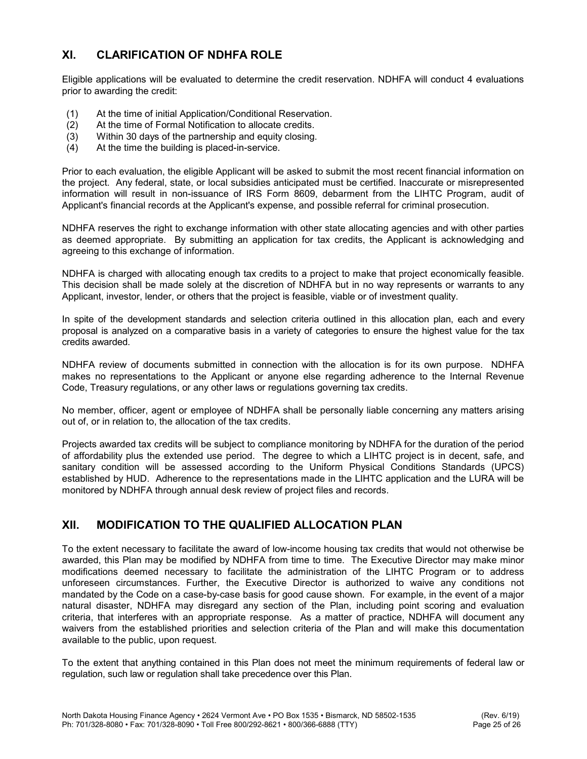## XI. CLARIFICATION OF NDHFA ROLE

Eligible applications will be evaluated to determine the credit reservation. NDHFA will conduct 4 evaluations prior to awarding the credit:

(1) At the time of initial Application/Conditional Reservation.
(2) At the time of Formal Notification to allocate credits.
(3) Within 30 days of the partnership and equity closing.
(4) At the time the building is placed-in-service.

Prior to each evaluation, the eligible Applicant will be asked to submit the most recent financial information on the project. Any federal, state, or local subsidies anticipated must be certified. Inaccurate or misrepresented information will result in non-issuance of IRS Form 8609, debarment from the LIHTC Program, audit of Applicant's financial records at the Applicant's expense, and possible referral for criminal prosecution.

NDHFA reserves the right to exchange information with other state allocating agencies and with other parties as deemed appropriate. By submitting an application for tax credits, the Applicant is acknowledging and agreeing to this exchange of information.

NDHFA is charged with allocating enough tax credits to a project to make that project economically feasible. This decision shall be made solely at the discretion of NDHFA but in no way represents or warrants to any Applicant, investor, lender, or others that the project is feasible, viable or of investment quality.

In spite of the development standards and selection criteria outlined in this allocation plan, each and every proposal is analyzed on a comparative basis in a variety of categories to ensure the highest value for the tax credits awarded.

NDHFA review of documents submitted in connection with the allocation is for its own purpose. NDHFA makes no representations to the Applicant or anyone else regarding adherence to the Internal Revenue Code, Treasury regulations, or any other laws or regulations governing tax credits.

No member, officer, agent or employee of NDHFA shall be personally liable concerning any matters arising out of, or in relation to, the allocation of the tax credits.

Projects awarded tax credits will be subject to compliance monitoring by NDHFA for the duration of the period of affordability plus the extended use period. The degree to which a LIHTC project is in decent, safe, and sanitary condition will be assessed according to the Uniform Physical Conditions Standards (UPCS) established by HUD. Adherence to the representations made in the LIHTC application and the LURA will be monitored by NDHFA through annual desk review of project files and records.

## XII. MODIFICATION TO THE QUALIFIED ALLOCATION PLAN

To the extent necessary to facilitate the award of low-income housing tax credits that would not otherwise be awarded, this Plan may be modified by NDHFA from time to time. The Executive Director may make minor modifications deemed necessary to facilitate the administration of the LIHTC Program or to address unforeseen circumstances. Further, the Executive Director is authorized to waive any conditions not mandated by the Code on a case-by-case basis for good cause shown. For example, in the event of a major natural disaster, NDHFA may disregard any section of the Plan, including point scoring and evaluation criteria, that interferes with an appropriate response. As a matter of practice, NDHFA will document any waivers from the established priorities and selection criteria of the Plan and will make this documentation available to the public, upon request.

To the extent that anything contained in this Plan does not meet the minimum requirements of federal law or regulation, such law or regulation shall take precedence over this Plan.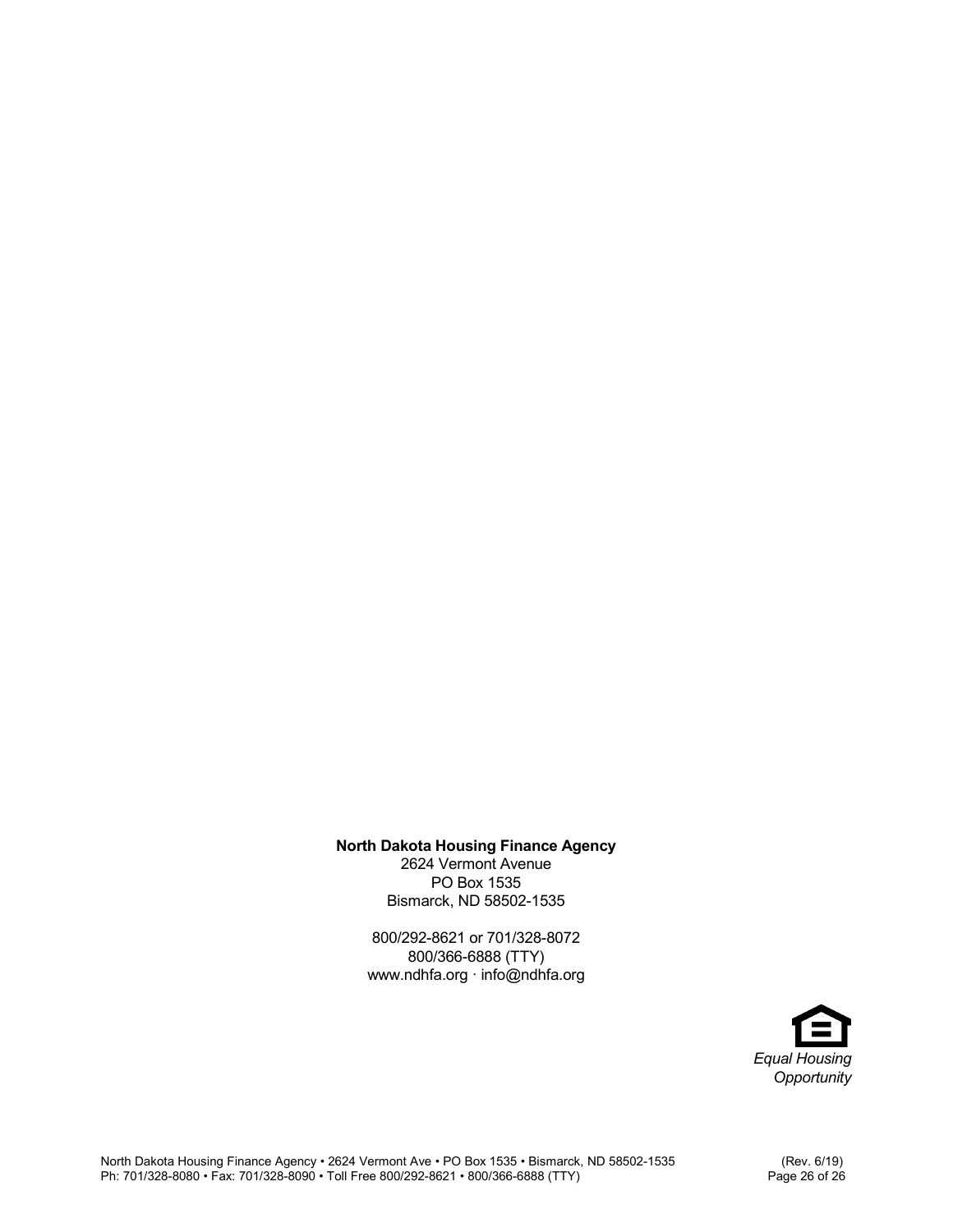**North Dakota Housing Finance Agency**
2624 Vermont Avenue
PO Box 1535
Bismarck, ND 58502-1535

800/292-8621 or 701/328-8072
800/366-6888 (TTY)
www.ndhfa.org · info@ndhfa.org

*Equal Housing Opportunity*